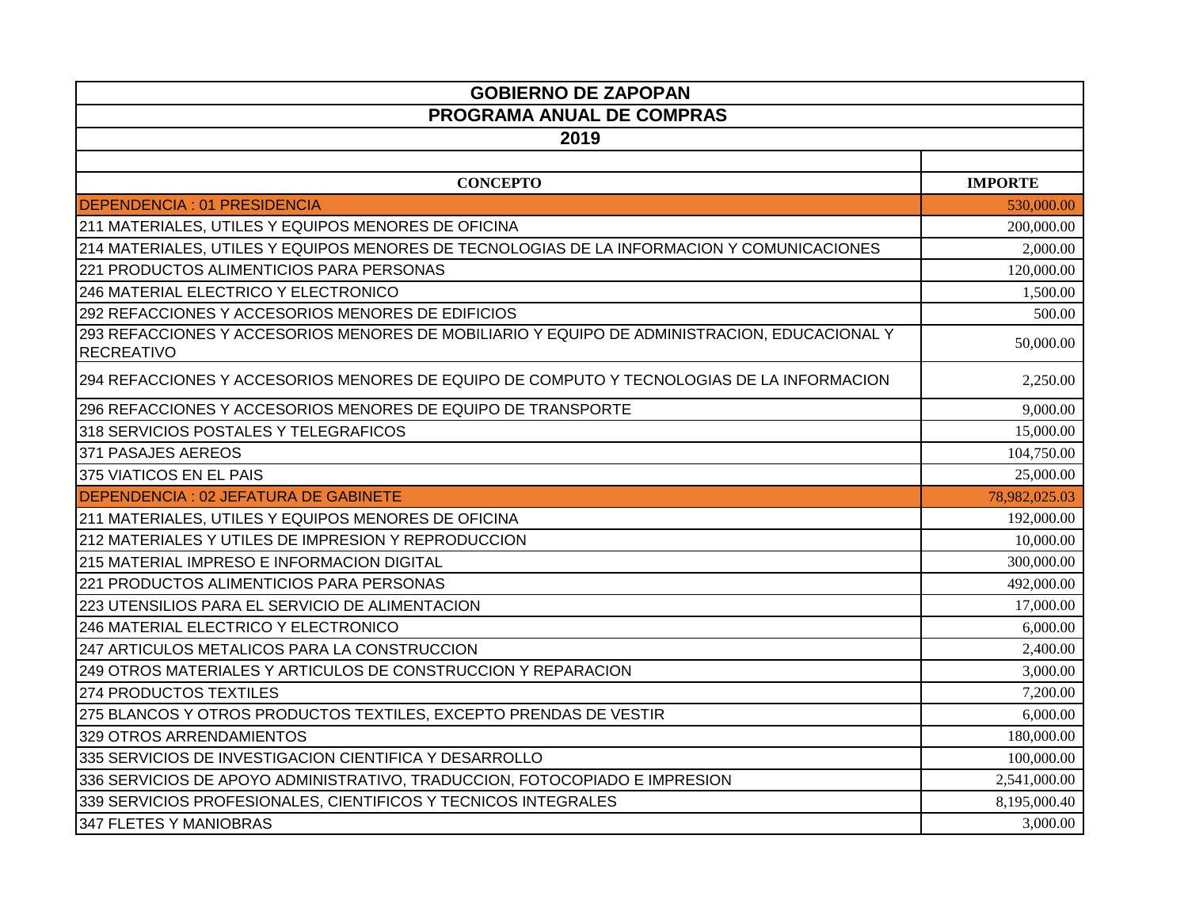# GOBIERNO DE ZAPOPAN

## PROGRAMA ANUAL DE COMPRAS

## 2019

| CONCEPTO | IMPORTE |
|---|---|
| DEPENDENCIA : 01 PRESIDENCIA | 530,000.00 |
| 211 MATERIALES, UTILES Y EQUIPOS MENORES DE OFICINA | 200,000.00 |
| 214 MATERIALES, UTILES Y EQUIPOS MENORES DE TECNOLOGIAS DE LA INFORMACION Y COMUNICACIONES | 2,000.00 |
| 221 PRODUCTOS ALIMENTICIOS PARA PERSONAS | 120,000.00 |
| 246 MATERIAL ELECTRICO Y ELECTRONICO | 1,500.00 |
| 292 REFACCIONES Y ACCESORIOS MENORES DE EDIFICIOS | 500.00 |
| 293 REFACCIONES Y ACCESORIOS MENORES DE MOBILIARIO Y EQUIPO DE ADMINISTRACION, EDUCACIONAL Y RECREATIVO | 50,000.00 |
| 294 REFACCIONES Y ACCESORIOS MENORES DE EQUIPO DE COMPUTO Y TECNOLOGIAS DE LA INFORMACION | 2,250.00 |
| 296 REFACCIONES Y ACCESORIOS MENORES DE EQUIPO DE TRANSPORTE | 9,000.00 |
| 318 SERVICIOS POSTALES Y TELEGRAFICOS | 15,000.00 |
| 371 PASAJES AEREOS | 104,750.00 |
| 375 VIATICOS EN EL PAIS | 25,000.00 |
| DEPENDENCIA : 02 JEFATURA DE GABINETE | 78,982,025.03 |
| 211 MATERIALES, UTILES Y EQUIPOS MENORES DE OFICINA | 192,000.00 |
| 212 MATERIALES Y UTILES DE IMPRESION Y REPRODUCCION | 10,000.00 |
| 215 MATERIAL IMPRESO E INFORMACION DIGITAL | 300,000.00 |
| 221 PRODUCTOS ALIMENTICIOS PARA PERSONAS | 492,000.00 |
| 223 UTENSILIOS PARA EL SERVICIO DE ALIMENTACION | 17,000.00 |
| 246 MATERIAL ELECTRICO Y ELECTRONICO | 6,000.00 |
| 247 ARTICULOS METALICOS PARA LA CONSTRUCCION | 2,400.00 |
| 249 OTROS MATERIALES Y ARTICULOS DE CONSTRUCCION Y REPARACION | 3,000.00 |
| 274 PRODUCTOS TEXTILES | 7,200.00 |
| 275 BLANCOS Y OTROS PRODUCTOS TEXTILES, EXCEPTO PRENDAS DE VESTIR | 6,000.00 |
| 329 OTROS ARRENDAMIENTOS | 180,000.00 |
| 335 SERVICIOS DE INVESTIGACION CIENTIFICA Y DESARROLLO | 100,000.00 |
| 336 SERVICIOS DE APOYO ADMINISTRATIVO, TRADUCCION, FOTOCOPIADO E IMPRESION | 2,541,000.00 |
| 339 SERVICIOS PROFESIONALES, CIENTIFICOS Y TECNICOS INTEGRALES | 8,195,000.40 |
| 347 FLETES Y MANIOBRAS | 3,000.00 |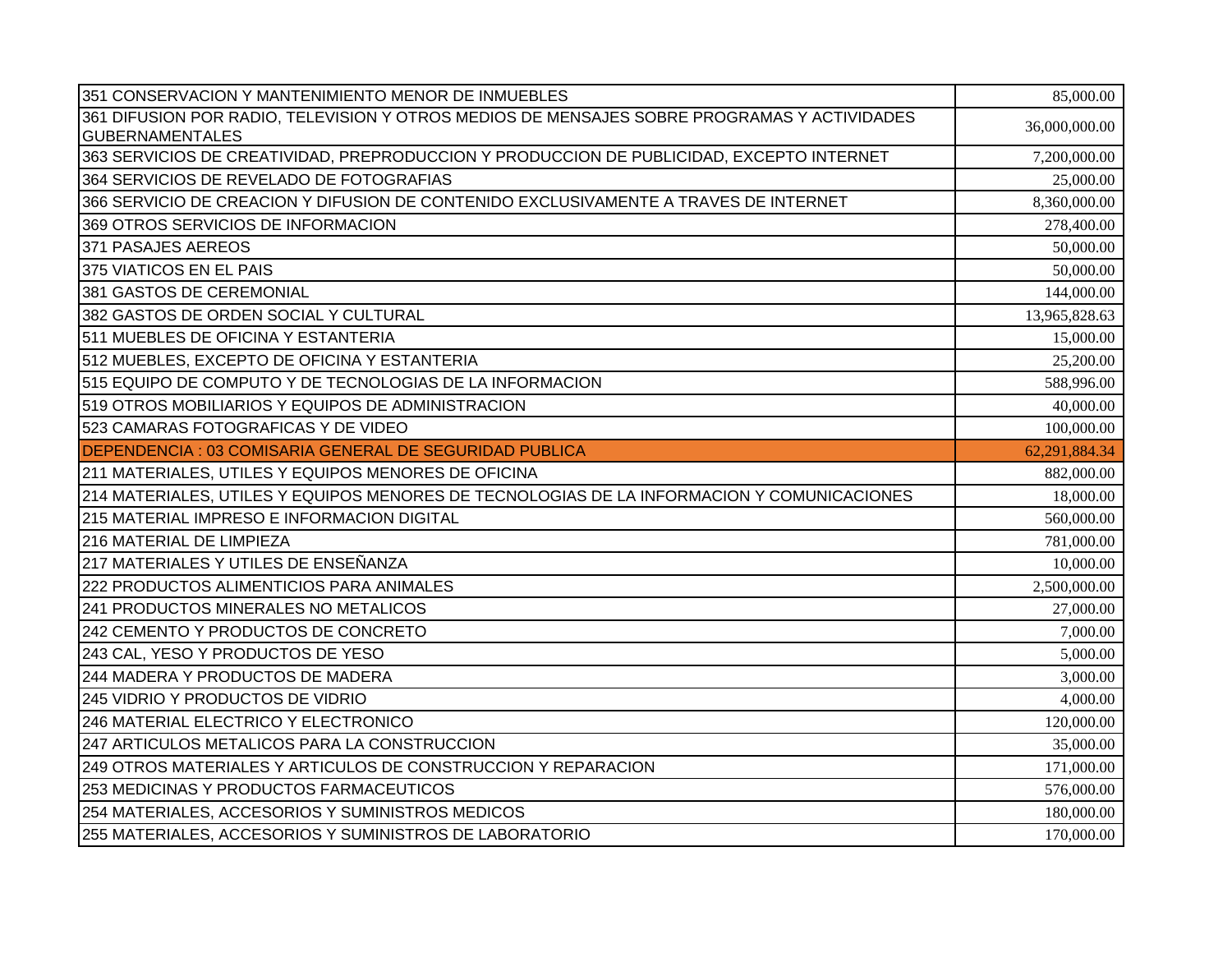| | |
|---|---|
| 351 CONSERVACION Y MANTENIMIENTO MENOR DE INMUEBLES | 85,000.00 |
| 361 DIFUSION POR RADIO, TELEVISION Y OTROS MEDIOS DE MENSAJES SOBRE PROGRAMAS Y ACTIVIDADES GUBERNAMENTALES | 36,000,000.00 |
| 363 SERVICIOS DE CREATIVIDAD, PREPRODUCCION Y PRODUCCION DE PUBLICIDAD, EXCEPTO INTERNET | 7,200,000.00 |
| 364 SERVICIOS DE REVELADO DE FOTOGRAFIAS | 25,000.00 |
| 366 SERVICIO DE CREACION Y DIFUSION DE CONTENIDO EXCLUSIVAMENTE A TRAVES DE INTERNET | 8,360,000.00 |
| 369 OTROS SERVICIOS DE INFORMACION | 278,400.00 |
| 371 PASAJES AEREOS | 50,000.00 |
| 375 VIATICOS EN EL PAIS | 50,000.00 |
| 381 GASTOS DE CEREMONIAL | 144,000.00 |
| 382 GASTOS DE ORDEN SOCIAL Y CULTURAL | 13,965,828.63 |
| 511 MUEBLES DE OFICINA Y ESTANTERIA | 15,000.00 |
| 512 MUEBLES, EXCEPTO DE OFICINA Y ESTANTERIA | 25,200.00 |
| 515 EQUIPO DE COMPUTO Y DE TECNOLOGIAS DE LA INFORMACION | 588,996.00 |
| 519 OTROS MOBILIARIOS Y EQUIPOS DE ADMINISTRACION | 40,000.00 |
| 523 CAMARAS FOTOGRAFICAS Y DE VIDEO | 100,000.00 |
| DEPENDENCIA : 03 COMISARIA GENERAL DE SEGURIDAD PUBLICA | 62,291,884.34 |
| 211 MATERIALES, UTILES Y EQUIPOS MENORES DE OFICINA | 882,000.00 |
| 214 MATERIALES, UTILES Y EQUIPOS MENORES DE TECNOLOGIAS DE LA INFORMACION Y COMUNICACIONES | 18,000.00 |
| 215 MATERIAL IMPRESO E INFORMACION DIGITAL | 560,000.00 |
| 216 MATERIAL DE LIMPIEZA | 781,000.00 |
| 217 MATERIALES Y UTILES DE ENSEÑANZA | 10,000.00 |
| 222 PRODUCTOS ALIMENTICIOS PARA ANIMALES | 2,500,000.00 |
| 241 PRODUCTOS MINERALES NO METALICOS | 27,000.00 |
| 242 CEMENTO Y PRODUCTOS DE CONCRETO | 7,000.00 |
| 243 CAL, YESO Y PRODUCTOS DE YESO | 5,000.00 |
| 244 MADERA Y PRODUCTOS DE MADERA | 3,000.00 |
| 245 VIDRIO Y PRODUCTOS DE VIDRIO | 4,000.00 |
| 246 MATERIAL ELECTRICO Y ELECTRONICO | 120,000.00 |
| 247 ARTICULOS METALICOS PARA LA CONSTRUCCION | 35,000.00 |
| 249 OTROS MATERIALES Y ARTICULOS DE CONSTRUCCION Y REPARACION | 171,000.00 |
| 253 MEDICINAS Y PRODUCTOS FARMACEUTICOS | 576,000.00 |
| 254 MATERIALES, ACCESORIOS Y SUMINISTROS MEDICOS | 180,000.00 |
| 255 MATERIALES, ACCESORIOS Y SUMINISTROS DE LABORATORIO | 170,000.00 |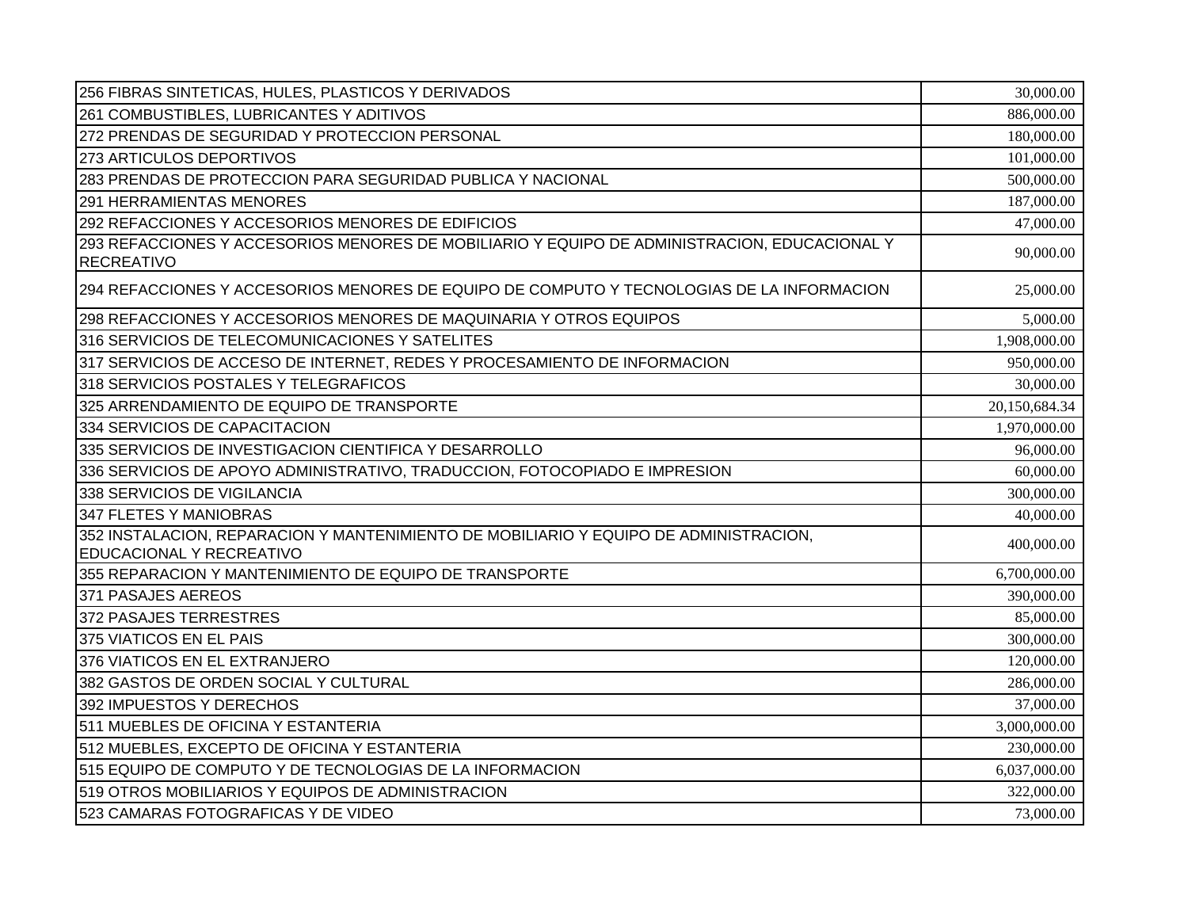| | |
|---|---:|
| 256 FIBRAS SINTETICAS, HULES, PLASTICOS Y DERIVADOS | 30,000.00 |
| 261 COMBUSTIBLES, LUBRICANTES Y ADITIVOS | 886,000.00 |
| 272 PRENDAS DE SEGURIDAD Y PROTECCION PERSONAL | 180,000.00 |
| 273 ARTICULOS DEPORTIVOS | 101,000.00 |
| 283 PRENDAS DE PROTECCION PARA SEGURIDAD PUBLICA Y NACIONAL | 500,000.00 |
| 291 HERRAMIENTAS MENORES | 187,000.00 |
| 292 REFACCIONES Y ACCESORIOS MENORES DE EDIFICIOS | 47,000.00 |
| 293 REFACCIONES Y ACCESORIOS MENORES DE MOBILIARIO Y EQUIPO DE ADMINISTRACION, EDUCACIONAL Y RECREATIVO | 90,000.00 |
| 294 REFACCIONES Y ACCESORIOS MENORES DE EQUIPO DE COMPUTO Y TECNOLOGIAS DE LA INFORMACION | 25,000.00 |
| 298 REFACCIONES Y ACCESORIOS MENORES DE MAQUINARIA Y OTROS EQUIPOS | 5,000.00 |
| 316 SERVICIOS DE TELECOMUNICACIONES Y SATELITES | 1,908,000.00 |
| 317 SERVICIOS DE ACCESO DE INTERNET, REDES Y PROCESAMIENTO DE INFORMACION | 950,000.00 |
| 318 SERVICIOS POSTALES Y TELEGRAFICOS | 30,000.00 |
| 325 ARRENDAMIENTO DE EQUIPO DE TRANSPORTE | 20,150,684.34 |
| 334 SERVICIOS DE CAPACITACION | 1,970,000.00 |
| 335 SERVICIOS DE INVESTIGACION CIENTIFICA Y DESARROLLO | 96,000.00 |
| 336 SERVICIOS DE APOYO ADMINISTRATIVO, TRADUCCION, FOTOCOPIADO E IMPRESION | 60,000.00 |
| 338 SERVICIOS DE VIGILANCIA | 300,000.00 |
| 347 FLETES Y MANIOBRAS | 40,000.00 |
| 352 INSTALACION, REPARACION Y MANTENIMIENTO DE MOBILIARIO Y EQUIPO DE ADMINISTRACION, EDUCACIONAL Y RECREATIVO | 400,000.00 |
| 355 REPARACION Y MANTENIMIENTO DE EQUIPO DE TRANSPORTE | 6,700,000.00 |
| 371 PASAJES AEREOS | 390,000.00 |
| 372 PASAJES TERRESTRES | 85,000.00 |
| 375 VIATICOS EN EL PAIS | 300,000.00 |
| 376 VIATICOS EN EL EXTRANJERO | 120,000.00 |
| 382 GASTOS DE ORDEN SOCIAL Y CULTURAL | 286,000.00 |
| 392 IMPUESTOS Y DERECHOS | 37,000.00 |
| 511 MUEBLES DE OFICINA Y ESTANTERIA | 3,000,000.00 |
| 512 MUEBLES, EXCEPTO DE OFICINA Y ESTANTERIA | 230,000.00 |
| 515 EQUIPO DE COMPUTO Y DE TECNOLOGIAS DE LA INFORMACION | 6,037,000.00 |
| 519 OTROS MOBILIARIOS Y EQUIPOS DE ADMINISTRACION | 322,000.00 |
| 523 CAMARAS FOTOGRAFICAS Y DE VIDEO | 73,000.00 |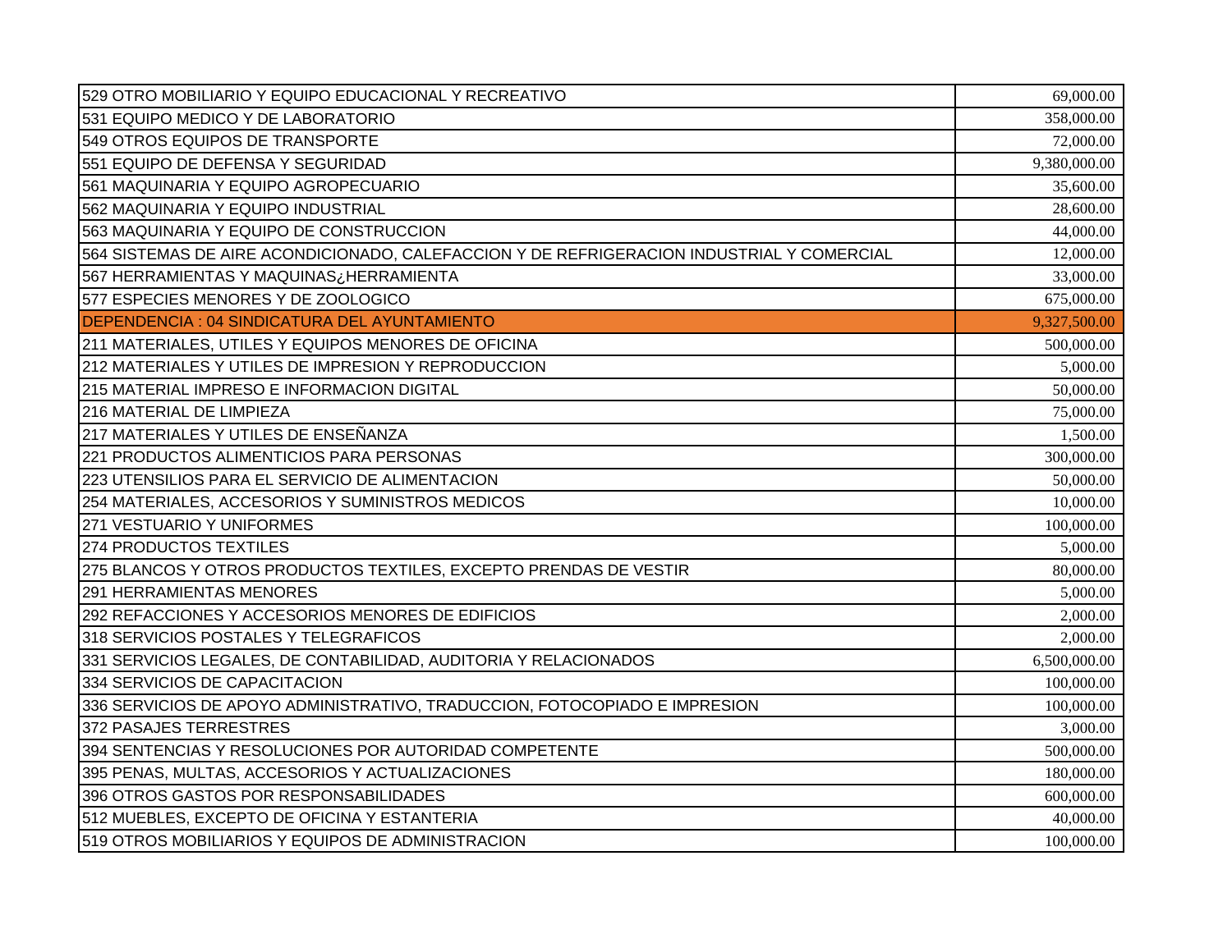| | |
|---|---|
| 529 OTRO MOBILIARIO Y EQUIPO EDUCACIONAL Y RECREATIVO | 69,000.00 |
| 531 EQUIPO MEDICO Y DE LABORATORIO | 358,000.00 |
| 549 OTROS EQUIPOS DE TRANSPORTE | 72,000.00 |
| 551 EQUIPO DE DEFENSA Y SEGURIDAD | 9,380,000.00 |
| 561 MAQUINARIA Y EQUIPO AGROPECUARIO | 35,600.00 |
| 562 MAQUINARIA Y EQUIPO INDUSTRIAL | 28,600.00 |
| 563 MAQUINARIA Y EQUIPO DE CONSTRUCCION | 44,000.00 |
| 564 SISTEMAS DE AIRE ACONDICIONADO, CALEFACCION Y DE REFRIGERACION INDUSTRIAL Y COMERCIAL | 12,000.00 |
| 567 HERRAMIENTAS Y MAQUINAS¿HERRAMIENTA | 33,000.00 |
| 577 ESPECIES MENORES Y DE ZOOLOGICO | 675,000.00 |
| DEPENDENCIA : 04 SINDICATURA DEL AYUNTAMIENTO | 9,327,500.00 |
| 211 MATERIALES, UTILES Y EQUIPOS MENORES DE OFICINA | 500,000.00 |
| 212 MATERIALES Y UTILES DE IMPRESION Y REPRODUCCION | 5,000.00 |
| 215 MATERIAL IMPRESO E INFORMACION DIGITAL | 50,000.00 |
| 216 MATERIAL DE LIMPIEZA | 75,000.00 |
| 217 MATERIALES Y UTILES DE ENSEÑANZA | 1,500.00 |
| 221 PRODUCTOS ALIMENTICIOS PARA PERSONAS | 300,000.00 |
| 223 UTENSILIOS PARA EL SERVICIO DE ALIMENTACION | 50,000.00 |
| 254 MATERIALES, ACCESORIOS Y SUMINISTROS MEDICOS | 10,000.00 |
| 271 VESTUARIO Y UNIFORMES | 100,000.00 |
| 274 PRODUCTOS TEXTILES | 5,000.00 |
| 275 BLANCOS Y OTROS PRODUCTOS TEXTILES, EXCEPTO PRENDAS DE VESTIR | 80,000.00 |
| 291 HERRAMIENTAS MENORES | 5,000.00 |
| 292 REFACCIONES Y ACCESORIOS MENORES DE EDIFICIOS | 2,000.00 |
| 318 SERVICIOS POSTALES Y TELEGRAFICOS | 2,000.00 |
| 331 SERVICIOS LEGALES, DE CONTABILIDAD, AUDITORIA Y RELACIONADOS | 6,500,000.00 |
| 334 SERVICIOS DE CAPACITACION | 100,000.00 |
| 336 SERVICIOS DE APOYO ADMINISTRATIVO, TRADUCCION, FOTOCOPIADO E IMPRESION | 100,000.00 |
| 372 PASAJES TERRESTRES | 3,000.00 |
| 394 SENTENCIAS Y RESOLUCIONES POR AUTORIDAD COMPETENTE | 500,000.00 |
| 395 PENAS, MULTAS, ACCESORIOS Y ACTUALIZACIONES | 180,000.00 |
| 396 OTROS GASTOS POR RESPONSABILIDADES | 600,000.00 |
| 512 MUEBLES, EXCEPTO DE OFICINA Y ESTANTERIA | 40,000.00 |
| 519 OTROS MOBILIARIOS Y EQUIPOS DE ADMINISTRACION | 100,000.00 |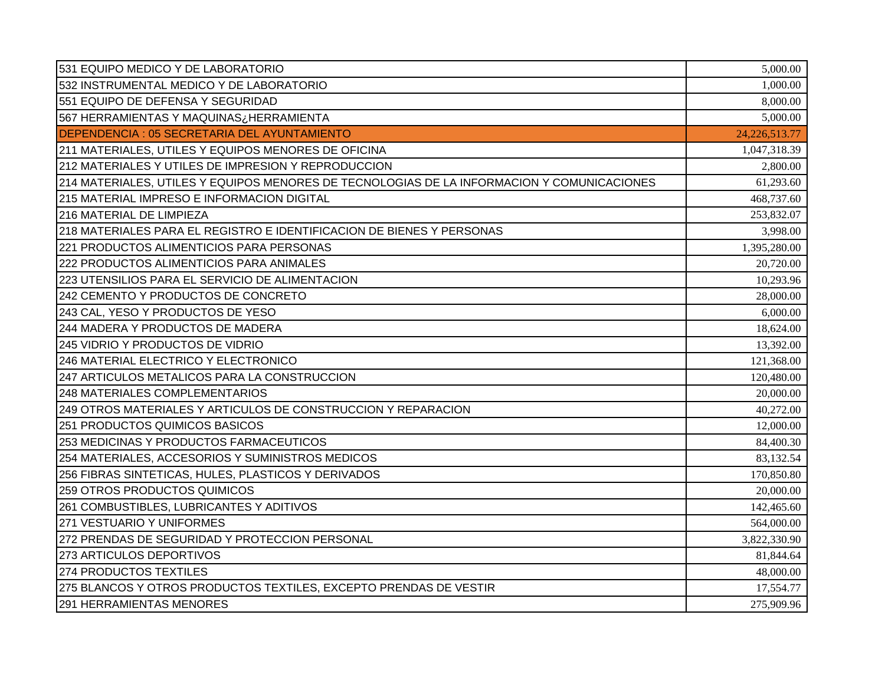| | |
|---|---|
| 531 EQUIPO MEDICO Y DE LABORATORIO | 5,000.00 |
| 532 INSTRUMENTAL MEDICO Y DE LABORATORIO | 1,000.00 |
| 551 EQUIPO DE DEFENSA Y SEGURIDAD | 8,000.00 |
| 567 HERRAMIENTAS Y MAQUINAS¿HERRAMIENTA | 5,000.00 |
| DEPENDENCIA : 05 SECRETARIA DEL AYUNTAMIENTO | 24,226,513.77 |
| 211 MATERIALES, UTILES Y EQUIPOS MENORES DE OFICINA | 1,047,318.39 |
| 212 MATERIALES Y UTILES DE IMPRESION Y REPRODUCCION | 2,800.00 |
| 214 MATERIALES, UTILES Y EQUIPOS MENORES DE TECNOLOGIAS DE LA INFORMACION Y COMUNICACIONES | 61,293.60 |
| 215 MATERIAL IMPRESO E INFORMACION DIGITAL | 468,737.60 |
| 216 MATERIAL DE LIMPIEZA | 253,832.07 |
| 218 MATERIALES PARA EL REGISTRO E IDENTIFICACION DE BIENES Y PERSONAS | 3,998.00 |
| 221 PRODUCTOS ALIMENTICIOS PARA PERSONAS | 1,395,280.00 |
| 222 PRODUCTOS ALIMENTICIOS PARA ANIMALES | 20,720.00 |
| 223 UTENSILIOS PARA EL SERVICIO DE ALIMENTACION | 10,293.96 |
| 242 CEMENTO Y PRODUCTOS DE CONCRETO | 28,000.00 |
| 243 CAL, YESO Y PRODUCTOS DE YESO | 6,000.00 |
| 244 MADERA Y PRODUCTOS DE MADERA | 18,624.00 |
| 245 VIDRIO Y PRODUCTOS DE VIDRIO | 13,392.00 |
| 246 MATERIAL ELECTRICO Y ELECTRONICO | 121,368.00 |
| 247 ARTICULOS METALICOS PARA LA CONSTRUCCION | 120,480.00 |
| 248 MATERIALES COMPLEMENTARIOS | 20,000.00 |
| 249 OTROS MATERIALES Y ARTICULOS DE CONSTRUCCION Y REPARACION | 40,272.00 |
| 251 PRODUCTOS QUIMICOS BASICOS | 12,000.00 |
| 253 MEDICINAS Y PRODUCTOS FARMACEUTICOS | 84,400.30 |
| 254 MATERIALES, ACCESORIOS Y SUMINISTROS MEDICOS | 83,132.54 |
| 256 FIBRAS SINTETICAS, HULES, PLASTICOS Y DERIVADOS | 170,850.80 |
| 259 OTROS PRODUCTOS QUIMICOS | 20,000.00 |
| 261 COMBUSTIBLES, LUBRICANTES Y ADITIVOS | 142,465.60 |
| 271 VESTUARIO Y UNIFORMES | 564,000.00 |
| 272 PRENDAS DE SEGURIDAD Y PROTECCION PERSONAL | 3,822,330.90 |
| 273 ARTICULOS DEPORTIVOS | 81,844.64 |
| 274 PRODUCTOS TEXTILES | 48,000.00 |
| 275 BLANCOS Y OTROS PRODUCTOS TEXTILES, EXCEPTO PRENDAS DE VESTIR | 17,554.77 |
| 291 HERRAMIENTAS MENORES | 275,909.96 |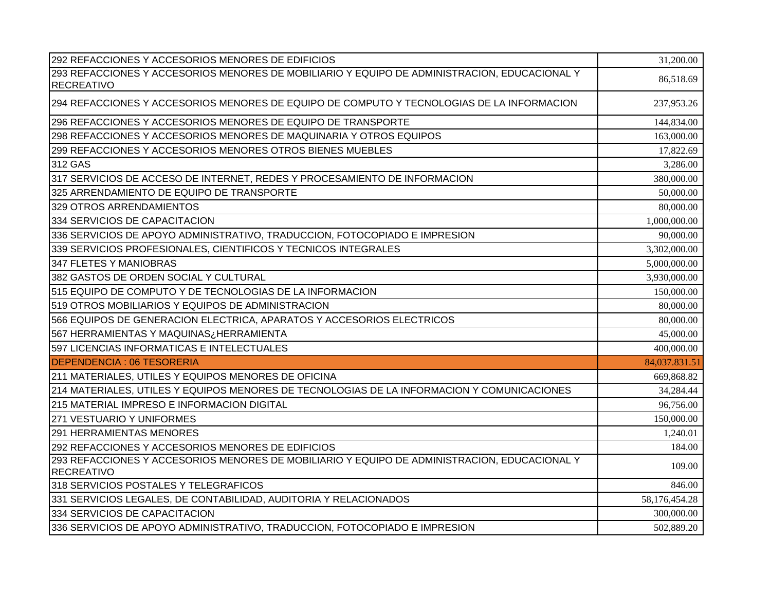| | |
|---|---|
| 292 REFACCIONES Y ACCESORIOS MENORES DE EDIFICIOS | 31,200.00 |
| 293 REFACCIONES Y ACCESORIOS MENORES DE MOBILIARIO Y EQUIPO DE ADMINISTRACION, EDUCACIONAL Y RECREATIVO | 86,518.69 |
| 294 REFACCIONES Y ACCESORIOS MENORES DE EQUIPO DE COMPUTO Y TECNOLOGIAS DE LA INFORMACION | 237,953.26 |
| 296 REFACCIONES Y ACCESORIOS MENORES DE EQUIPO DE TRANSPORTE | 144,834.00 |
| 298 REFACCIONES Y ACCESORIOS MENORES DE MAQUINARIA Y OTROS EQUIPOS | 163,000.00 |
| 299 REFACCIONES Y ACCESORIOS MENORES OTROS BIENES MUEBLES | 17,822.69 |
| 312 GAS | 3,286.00 |
| 317 SERVICIOS DE ACCESO DE INTERNET, REDES Y PROCESAMIENTO DE INFORMACION | 380,000.00 |
| 325 ARRENDAMIENTO DE EQUIPO DE TRANSPORTE | 50,000.00 |
| 329 OTROS ARRENDAMIENTOS | 80,000.00 |
| 334 SERVICIOS DE CAPACITACION | 1,000,000.00 |
| 336 SERVICIOS DE APOYO ADMINISTRATIVO, TRADUCCION, FOTOCOPIADO E IMPRESION | 90,000.00 |
| 339 SERVICIOS PROFESIONALES, CIENTIFICOS Y TECNICOS INTEGRALES | 3,302,000.00 |
| 347 FLETES Y MANIOBRAS | 5,000,000.00 |
| 382 GASTOS DE ORDEN SOCIAL Y CULTURAL | 3,930,000.00 |
| 515 EQUIPO DE COMPUTO Y DE TECNOLOGIAS DE LA INFORMACION | 150,000.00 |
| 519 OTROS MOBILIARIOS Y EQUIPOS DE ADMINISTRACION | 80,000.00 |
| 566 EQUIPOS DE GENERACION ELECTRICA, APARATOS Y ACCESORIOS ELECTRICOS | 80,000.00 |
| 567 HERRAMIENTAS Y MAQUINAS¿HERRAMIENTA | 45,000.00 |
| 597 LICENCIAS INFORMATICAS E INTELECTUALES | 400,000.00 |
| DEPENDENCIA : 06 TESORERIA | 84,037,831.51 |
| 211 MATERIALES, UTILES Y EQUIPOS MENORES DE OFICINA | 669,868.82 |
| 214 MATERIALES, UTILES Y EQUIPOS MENORES DE TECNOLOGIAS DE LA INFORMACION Y COMUNICACIONES | 34,284.44 |
| 215 MATERIAL IMPRESO E INFORMACION DIGITAL | 96,756.00 |
| 271 VESTUARIO Y UNIFORMES | 150,000.00 |
| 291 HERRAMIENTAS MENORES | 1,240.01 |
| 292 REFACCIONES Y ACCESORIOS MENORES DE EDIFICIOS | 184.00 |
| 293 REFACCIONES Y ACCESORIOS MENORES DE MOBILIARIO Y EQUIPO DE ADMINISTRACION, EDUCACIONAL Y RECREATIVO | 109.00 |
| 318 SERVICIOS POSTALES Y TELEGRAFICOS | 846.00 |
| 331 SERVICIOS LEGALES, DE CONTABILIDAD, AUDITORIA Y RELACIONADOS | 58,176,454.28 |
| 334 SERVICIOS DE CAPACITACION | 300,000.00 |
| 336 SERVICIOS DE APOYO ADMINISTRATIVO, TRADUCCION, FOTOCOPIADO E IMPRESION | 502,889.20 |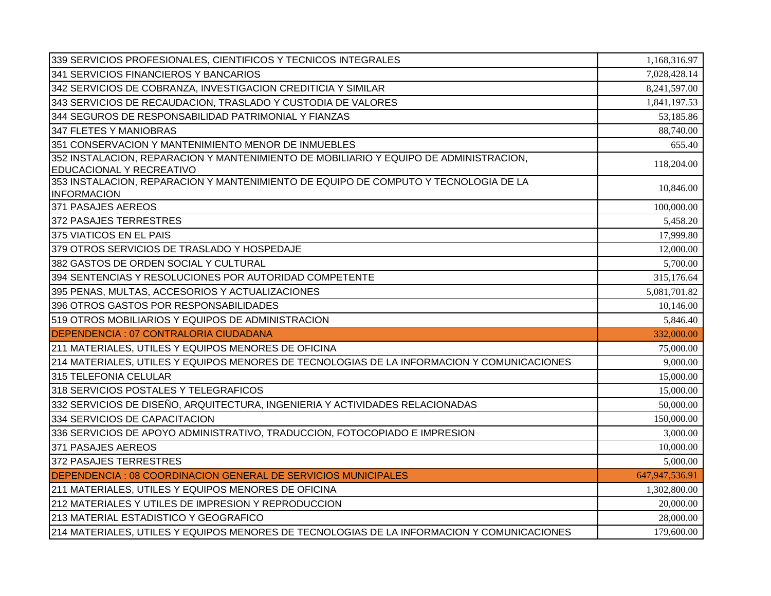| | |
|---|---|
| 339 SERVICIOS PROFESIONALES, CIENTIFICOS Y TECNICOS INTEGRALES | 1,168,316.97 |
| 341 SERVICIOS FINANCIEROS Y BANCARIOS | 7,028,428.14 |
| 342 SERVICIOS DE COBRANZA, INVESTIGACION CREDITICIA Y SIMILAR | 8,241,597.00 |
| 343 SERVICIOS DE RECAUDACION, TRASLADO Y CUSTODIA DE VALORES | 1,841,197.53 |
| 344 SEGUROS DE RESPONSABILIDAD PATRIMONIAL Y FIANZAS | 53,185.86 |
| 347 FLETES Y MANIOBRAS | 88,740.00 |
| 351 CONSERVACION Y MANTENIMIENTO MENOR DE INMUEBLES | 655.40 |
| 352 INSTALACION, REPARACION Y MANTENIMIENTO DE MOBILIARIO Y EQUIPO DE ADMINISTRACION, EDUCACIONAL Y RECREATIVO | 118,204.00 |
| 353 INSTALACION, REPARACION Y MANTENIMIENTO DE EQUIPO DE COMPUTO Y TECNOLOGIA DE LA INFORMACION | 10,846.00 |
| 371 PASAJES AEREOS | 100,000.00 |
| 372 PASAJES TERRESTRES | 5,458.20 |
| 375 VIATICOS EN EL PAIS | 17,999.80 |
| 379 OTROS SERVICIOS DE TRASLADO Y HOSPEDAJE | 12,000.00 |
| 382 GASTOS DE ORDEN SOCIAL Y CULTURAL | 5,700.00 |
| 394 SENTENCIAS Y RESOLUCIONES POR AUTORIDAD COMPETENTE | 315,176.64 |
| 395 PENAS, MULTAS, ACCESORIOS Y ACTUALIZACIONES | 5,081,701.82 |
| 396 OTROS GASTOS POR RESPONSABILIDADES | 10,146.00 |
| 519 OTROS MOBILIARIOS Y EQUIPOS DE ADMINISTRACION | 5,846.40 |
| DEPENDENCIA : 07 CONTRALORIA CIUDADANA | 332,000.00 |
| 211 MATERIALES, UTILES Y EQUIPOS MENORES DE OFICINA | 75,000.00 |
| 214 MATERIALES, UTILES Y EQUIPOS MENORES DE TECNOLOGIAS DE LA INFORMACION Y COMUNICACIONES | 9,000.00 |
| 315 TELEFONIA CELULAR | 15,000.00 |
| 318 SERVICIOS POSTALES Y TELEGRAFICOS | 15,000.00 |
| 332 SERVICIOS DE DISEÑO, ARQUITECTURA, INGENIERIA Y ACTIVIDADES RELACIONADAS | 50,000.00 |
| 334 SERVICIOS DE CAPACITACION | 150,000.00 |
| 336 SERVICIOS DE APOYO ADMINISTRATIVO, TRADUCCION, FOTOCOPIADO E IMPRESION | 3,000.00 |
| 371 PASAJES AEREOS | 10,000.00 |
| 372 PASAJES TERRESTRES | 5,000.00 |
| DEPENDENCIA : 08 COORDINACION GENERAL DE SERVICIOS MUNICIPALES | 647,947,536.91 |
| 211 MATERIALES, UTILES Y EQUIPOS MENORES DE OFICINA | 1,302,800.00 |
| 212 MATERIALES Y UTILES DE IMPRESION Y REPRODUCCION | 20,000.00 |
| 213 MATERIAL ESTADISTICO Y GEOGRAFICO | 28,000.00 |
| 214 MATERIALES, UTILES Y EQUIPOS MENORES DE TECNOLOGIAS DE LA INFORMACION Y COMUNICACIONES | 179,600.00 |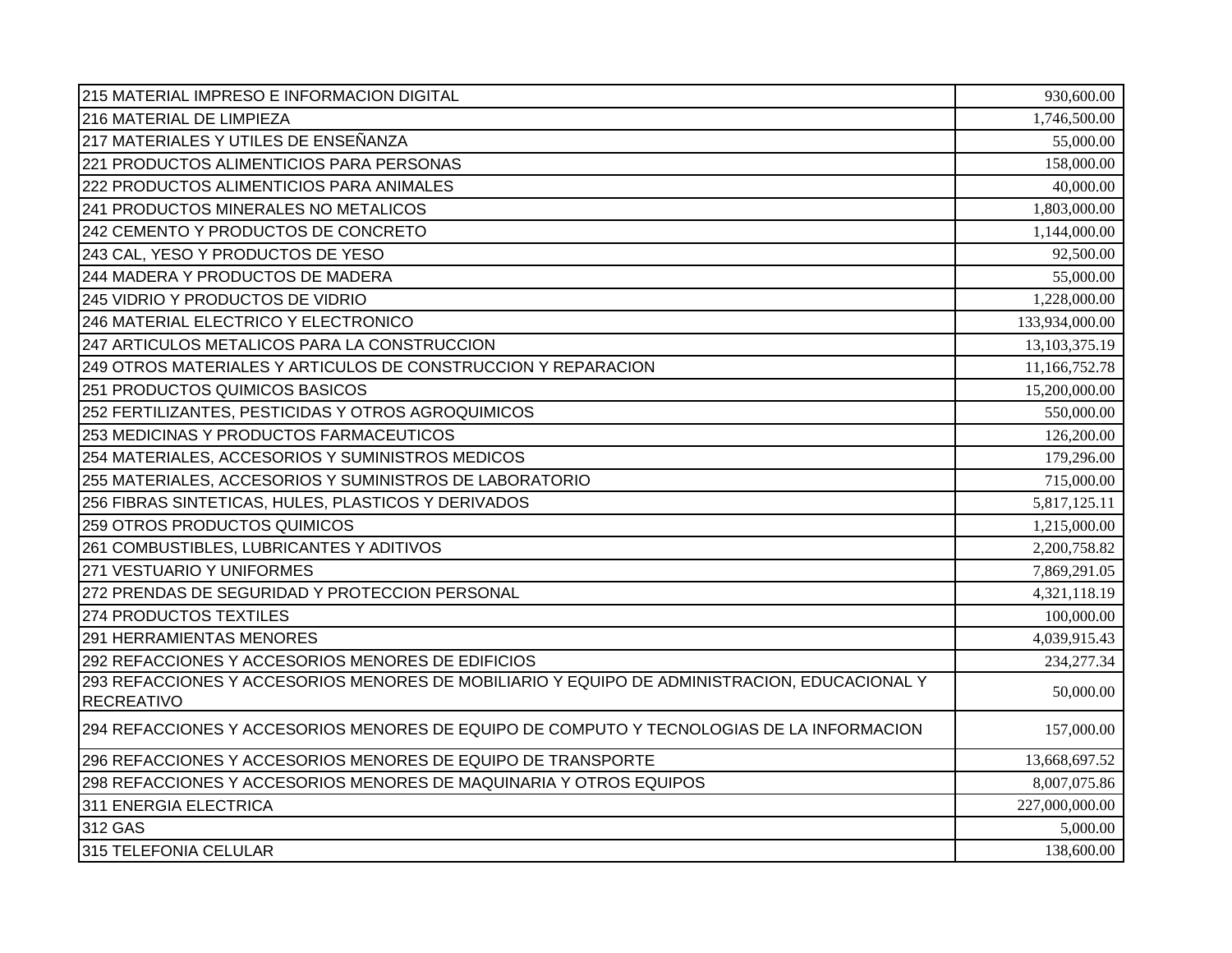| | |
|---|---|
| 215 MATERIAL IMPRESO E INFORMACION DIGITAL | 930,600.00 |
| 216 MATERIAL DE LIMPIEZA | 1,746,500.00 |
| 217 MATERIALES Y UTILES DE ENSEÑANZA | 55,000.00 |
| 221 PRODUCTOS ALIMENTICIOS PARA PERSONAS | 158,000.00 |
| 222 PRODUCTOS ALIMENTICIOS PARA ANIMALES | 40,000.00 |
| 241 PRODUCTOS MINERALES NO METALICOS | 1,803,000.00 |
| 242 CEMENTO Y PRODUCTOS DE CONCRETO | 1,144,000.00 |
| 243 CAL, YESO Y PRODUCTOS DE YESO | 92,500.00 |
| 244 MADERA Y PRODUCTOS DE MADERA | 55,000.00 |
| 245 VIDRIO Y PRODUCTOS DE VIDRIO | 1,228,000.00 |
| 246 MATERIAL ELECTRICO Y ELECTRONICO | 133,934,000.00 |
| 247 ARTICULOS METALICOS PARA LA CONSTRUCCION | 13,103,375.19 |
| 249 OTROS MATERIALES Y ARTICULOS DE CONSTRUCCION Y REPARACION | 11,166,752.78 |
| 251 PRODUCTOS QUIMICOS BASICOS | 15,200,000.00 |
| 252 FERTILIZANTES, PESTICIDAS Y OTROS AGROQUIMICOS | 550,000.00 |
| 253 MEDICINAS Y PRODUCTOS FARMACEUTICOS | 126,200.00 |
| 254 MATERIALES, ACCESORIOS Y SUMINISTROS MEDICOS | 179,296.00 |
| 255 MATERIALES, ACCESORIOS Y SUMINISTROS DE LABORATORIO | 715,000.00 |
| 256 FIBRAS SINTETICAS, HULES, PLASTICOS Y DERIVADOS | 5,817,125.11 |
| 259 OTROS PRODUCTOS QUIMICOS | 1,215,000.00 |
| 261 COMBUSTIBLES, LUBRICANTES Y ADITIVOS | 2,200,758.82 |
| 271 VESTUARIO Y UNIFORMES | 7,869,291.05 |
| 272 PRENDAS DE SEGURIDAD Y PROTECCION PERSONAL | 4,321,118.19 |
| 274 PRODUCTOS TEXTILES | 100,000.00 |
| 291 HERRAMIENTAS MENORES | 4,039,915.43 |
| 292 REFACCIONES Y ACCESORIOS MENORES DE EDIFICIOS | 234,277.34 |
| 293 REFACCIONES Y ACCESORIOS MENORES DE MOBILIARIO Y EQUIPO DE ADMINISTRACION, EDUCACIONAL Y RECREATIVO | 50,000.00 |
| 294 REFACCIONES Y ACCESORIOS MENORES DE EQUIPO DE COMPUTO Y TECNOLOGIAS DE LA INFORMACION | 157,000.00 |
| 296 REFACCIONES Y ACCESORIOS MENORES DE EQUIPO DE TRANSPORTE | 13,668,697.52 |
| 298 REFACCIONES Y ACCESORIOS MENORES DE MAQUINARIA Y OTROS EQUIPOS | 8,007,075.86 |
| 311 ENERGIA ELECTRICA | 227,000,000.00 |
| 312 GAS | 5,000.00 |
| 315 TELEFONIA CELULAR | 138,600.00 |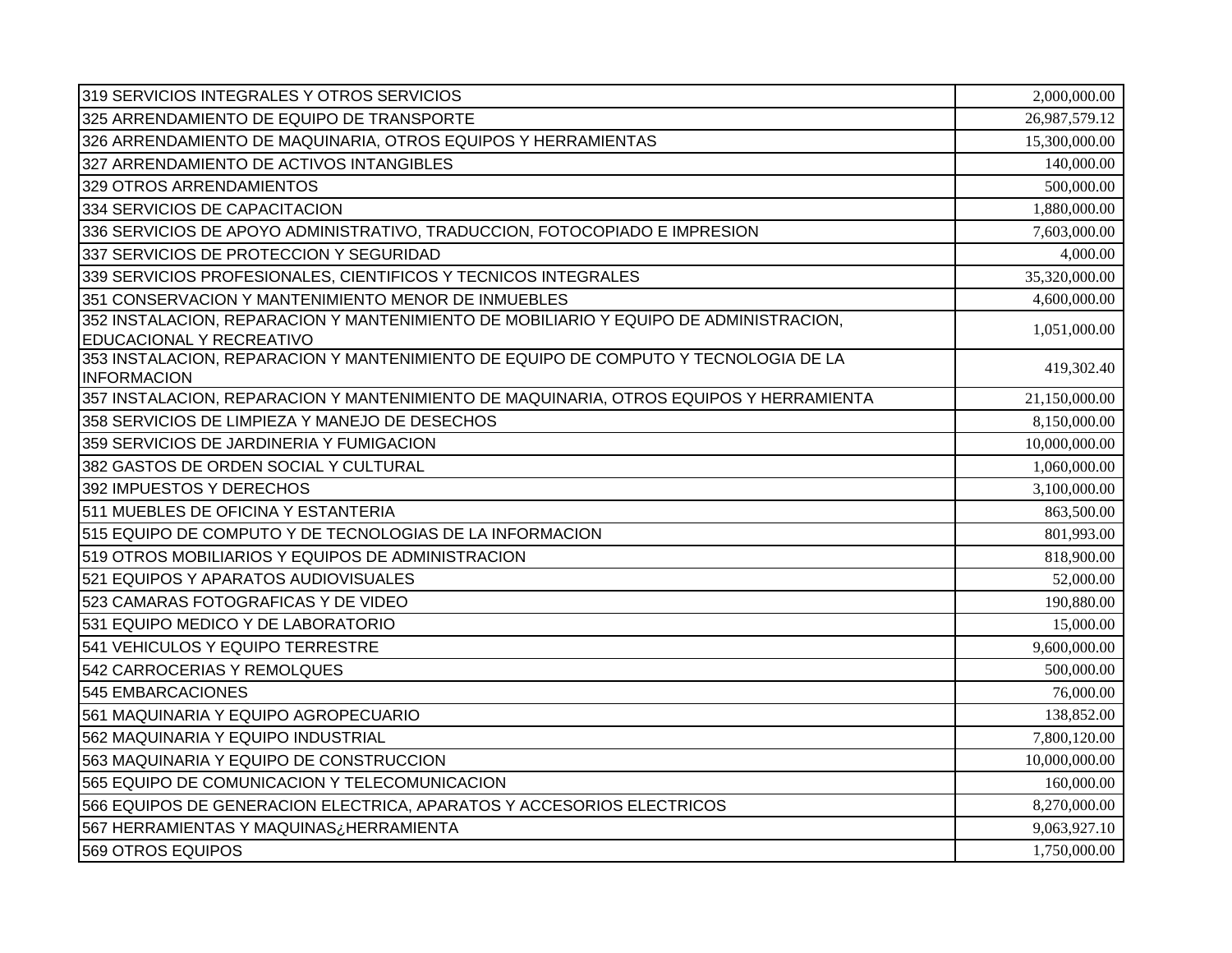| | |
|---|---|
| 319 SERVICIOS INTEGRALES Y OTROS SERVICIOS | 2,000,000.00 |
| 325 ARRENDAMIENTO DE EQUIPO DE TRANSPORTE | 26,987,579.12 |
| 326 ARRENDAMIENTO DE MAQUINARIA, OTROS EQUIPOS Y HERRAMIENTAS | 15,300,000.00 |
| 327 ARRENDAMIENTO DE ACTIVOS INTANGIBLES | 140,000.00 |
| 329 OTROS ARRENDAMIENTOS | 500,000.00 |
| 334 SERVICIOS DE CAPACITACION | 1,880,000.00 |
| 336 SERVICIOS DE APOYO ADMINISTRATIVO, TRADUCCION, FOTOCOPIADO E IMPRESION | 7,603,000.00 |
| 337 SERVICIOS DE PROTECCION Y SEGURIDAD | 4,000.00 |
| 339 SERVICIOS PROFESIONALES, CIENTIFICOS Y TECNICOS INTEGRALES | 35,320,000.00 |
| 351 CONSERVACION Y MANTENIMIENTO MENOR DE INMUEBLES | 4,600,000.00 |
| 352 INSTALACION, REPARACION Y MANTENIMIENTO DE MOBILIARIO Y EQUIPO DE ADMINISTRACION, EDUCACIONAL Y RECREATIVO | 1,051,000.00 |
| 353 INSTALACION, REPARACION Y MANTENIMIENTO DE EQUIPO DE COMPUTO Y TECNOLOGIA DE LA INFORMACION | 419,302.40 |
| 357 INSTALACION, REPARACION Y MANTENIMIENTO DE MAQUINARIA, OTROS EQUIPOS Y HERRAMIENTA | 21,150,000.00 |
| 358 SERVICIOS DE LIMPIEZA Y MANEJO DE DESECHOS | 8,150,000.00 |
| 359 SERVICIOS DE JARDINERIA Y FUMIGACION | 10,000,000.00 |
| 382 GASTOS DE ORDEN SOCIAL Y CULTURAL | 1,060,000.00 |
| 392 IMPUESTOS Y DERECHOS | 3,100,000.00 |
| 511 MUEBLES DE OFICINA Y ESTANTERIA | 863,500.00 |
| 515 EQUIPO DE COMPUTO Y DE TECNOLOGIAS DE LA INFORMACION | 801,993.00 |
| 519 OTROS MOBILIARIOS Y EQUIPOS DE ADMINISTRACION | 818,900.00 |
| 521 EQUIPOS Y APARATOS AUDIOVISUALES | 52,000.00 |
| 523 CAMARAS FOTOGRAFICAS Y DE VIDEO | 190,880.00 |
| 531 EQUIPO MEDICO Y DE LABORATORIO | 15,000.00 |
| 541 VEHICULOS Y EQUIPO TERRESTRE | 9,600,000.00 |
| 542 CARROCERIAS Y REMOLQUES | 500,000.00 |
| 545 EMBARCACIONES | 76,000.00 |
| 561 MAQUINARIA Y EQUIPO AGROPECUARIO | 138,852.00 |
| 562 MAQUINARIA Y EQUIPO INDUSTRIAL | 7,800,120.00 |
| 563 MAQUINARIA Y EQUIPO DE CONSTRUCCION | 10,000,000.00 |
| 565 EQUIPO DE COMUNICACION Y TELECOMUNICACION | 160,000.00 |
| 566 EQUIPOS DE GENERACION ELECTRICA, APARATOS Y ACCESORIOS ELECTRICOS | 8,270,000.00 |
| 567 HERRAMIENTAS Y MAQUINAS¿HERRAMIENTA | 9,063,927.10 |
| 569 OTROS EQUIPOS | 1,750,000.00 |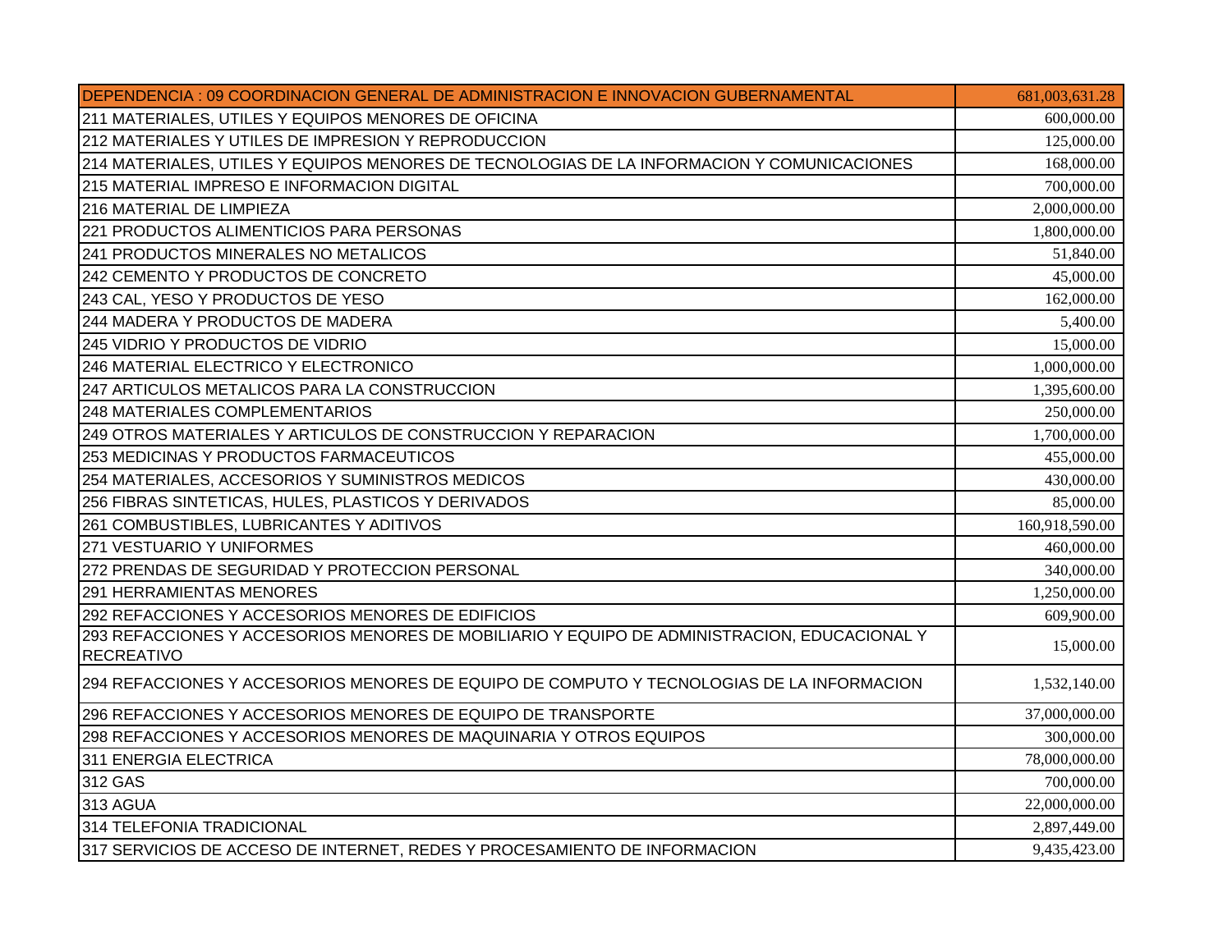| DEPENDENCIA : 09 COORDINACION GENERAL DE ADMINISTRACION E INNOVACION GUBERNAMENTAL | 681,003,631.28 |
|---|---:|
| 211 MATERIALES, UTILES Y EQUIPOS MENORES DE OFICINA | 600,000.00 |
| 212 MATERIALES Y UTILES DE IMPRESION Y REPRODUCCION | 125,000.00 |
| 214 MATERIALES, UTILES Y EQUIPOS MENORES DE TECNOLOGIAS DE LA INFORMACION Y COMUNICACIONES | 168,000.00 |
| 215 MATERIAL IMPRESO E INFORMACION DIGITAL | 700,000.00 |
| 216 MATERIAL DE LIMPIEZA | 2,000,000.00 |
| 221 PRODUCTOS ALIMENTICIOS PARA PERSONAS | 1,800,000.00 |
| 241 PRODUCTOS MINERALES NO METALICOS | 51,840.00 |
| 242 CEMENTO Y PRODUCTOS DE CONCRETO | 45,000.00 |
| 243 CAL, YESO Y PRODUCTOS DE YESO | 162,000.00 |
| 244 MADERA Y PRODUCTOS DE MADERA | 5,400.00 |
| 245 VIDRIO Y PRODUCTOS DE VIDRIO | 15,000.00 |
| 246 MATERIAL ELECTRICO Y ELECTRONICO | 1,000,000.00 |
| 247 ARTICULOS METALICOS PARA LA CONSTRUCCION | 1,395,600.00 |
| 248 MATERIALES COMPLEMENTARIOS | 250,000.00 |
| 249 OTROS MATERIALES Y ARTICULOS DE CONSTRUCCION Y REPARACION | 1,700,000.00 |
| 253 MEDICINAS Y PRODUCTOS FARMACEUTICOS | 455,000.00 |
| 254 MATERIALES, ACCESORIOS Y SUMINISTROS MEDICOS | 430,000.00 |
| 256 FIBRAS SINTETICAS, HULES, PLASTICOS Y DERIVADOS | 85,000.00 |
| 261 COMBUSTIBLES, LUBRICANTES Y ADITIVOS | 160,918,590.00 |
| 271 VESTUARIO Y UNIFORMES | 460,000.00 |
| 272 PRENDAS DE SEGURIDAD Y PROTECCION PERSONAL | 340,000.00 |
| 291 HERRAMIENTAS MENORES | 1,250,000.00 |
| 292 REFACCIONES Y ACCESORIOS MENORES DE EDIFICIOS | 609,900.00 |
| 293 REFACCIONES Y ACCESORIOS MENORES DE MOBILIARIO Y EQUIPO DE ADMINISTRACION, EDUCACIONAL Y RECREATIVO | 15,000.00 |
| 294 REFACCIONES Y ACCESORIOS MENORES DE EQUIPO DE COMPUTO Y TECNOLOGIAS DE LA INFORMACION | 1,532,140.00 |
| 296 REFACCIONES Y ACCESORIOS MENORES DE EQUIPO DE TRANSPORTE | 37,000,000.00 |
| 298 REFACCIONES Y ACCESORIOS MENORES DE MAQUINARIA Y OTROS EQUIPOS | 300,000.00 |
| 311 ENERGIA ELECTRICA | 78,000,000.00 |
| 312 GAS | 700,000.00 |
| 313 AGUA | 22,000,000.00 |
| 314 TELEFONIA TRADICIONAL | 2,897,449.00 |
| 317 SERVICIOS DE ACCESO DE INTERNET, REDES Y PROCESAMIENTO DE INFORMACION | 9,435,423.00 |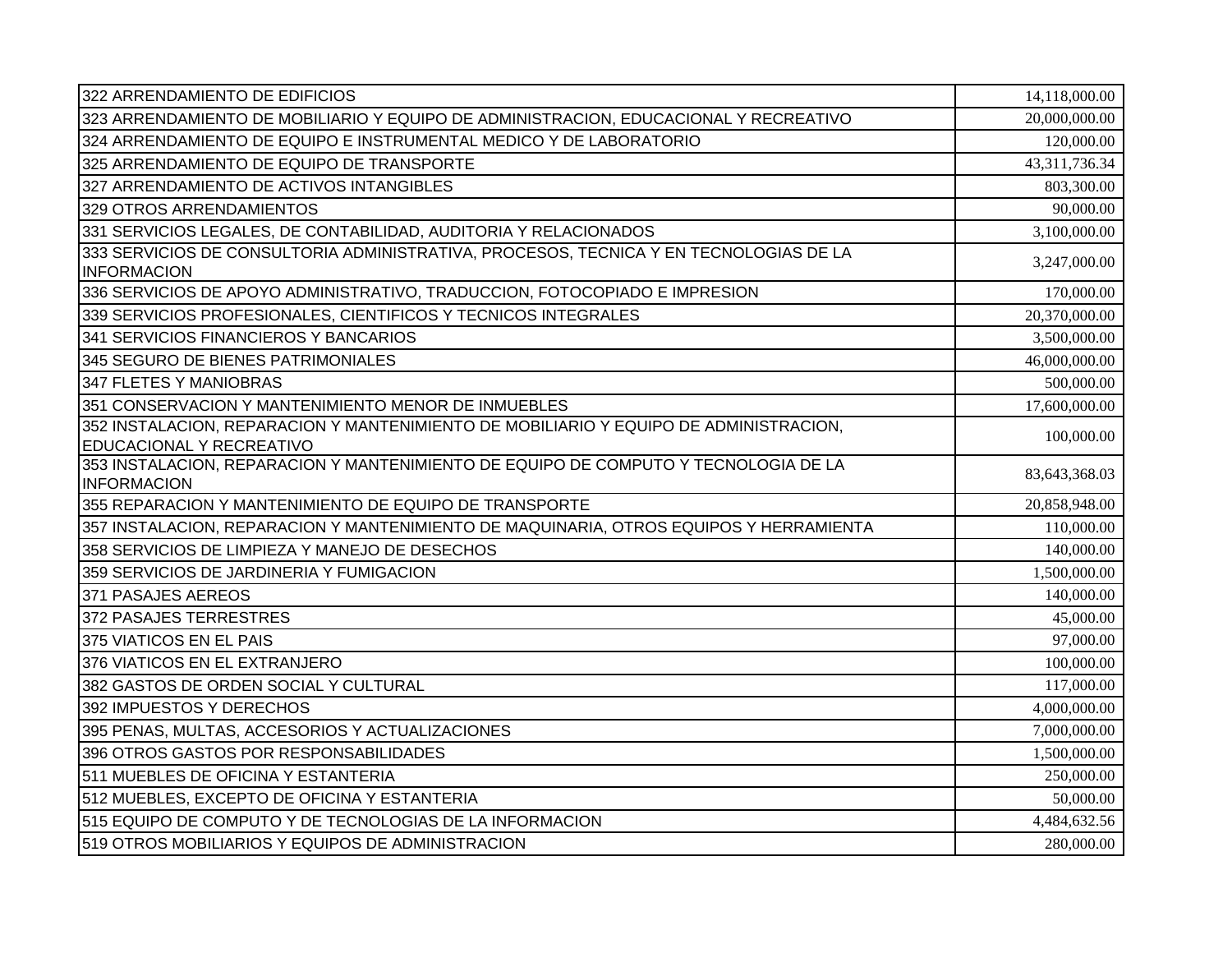| | |
|---|---|
| 322 ARRENDAMIENTO DE EDIFICIOS | 14,118,000.00 |
| 323 ARRENDAMIENTO DE MOBILIARIO Y EQUIPO DE ADMINISTRACION, EDUCACIONAL Y RECREATIVO | 20,000,000.00 |
| 324 ARRENDAMIENTO DE EQUIPO E INSTRUMENTAL MEDICO Y DE LABORATORIO | 120,000.00 |
| 325 ARRENDAMIENTO DE EQUIPO DE TRANSPORTE | 43,311,736.34 |
| 327 ARRENDAMIENTO DE ACTIVOS INTANGIBLES | 803,300.00 |
| 329 OTROS ARRENDAMIENTOS | 90,000.00 |
| 331 SERVICIOS LEGALES, DE CONTABILIDAD, AUDITORIA Y RELACIONADOS | 3,100,000.00 |
| 333 SERVICIOS DE CONSULTORIA ADMINISTRATIVA, PROCESOS, TECNICA Y EN TECNOLOGIAS DE LA INFORMACION | 3,247,000.00 |
| 336 SERVICIOS DE APOYO ADMINISTRATIVO, TRADUCCION, FOTOCOPIADO E IMPRESION | 170,000.00 |
| 339 SERVICIOS PROFESIONALES, CIENTIFICOS Y TECNICOS INTEGRALES | 20,370,000.00 |
| 341 SERVICIOS FINANCIEROS Y BANCARIOS | 3,500,000.00 |
| 345 SEGURO DE BIENES PATRIMONIALES | 46,000,000.00 |
| 347 FLETES Y MANIOBRAS | 500,000.00 |
| 351 CONSERVACION Y MANTENIMIENTO MENOR DE INMUEBLES | 17,600,000.00 |
| 352 INSTALACION, REPARACION Y MANTENIMIENTO DE MOBILIARIO Y EQUIPO DE ADMINISTRACION, EDUCACIONAL Y RECREATIVO | 100,000.00 |
| 353 INSTALACION, REPARACION Y MANTENIMIENTO DE EQUIPO DE COMPUTO Y TECNOLOGIA DE LA INFORMACION | 83,643,368.03 |
| 355 REPARACION Y MANTENIMIENTO DE EQUIPO DE TRANSPORTE | 20,858,948.00 |
| 357 INSTALACION, REPARACION Y MANTENIMIENTO DE MAQUINARIA, OTROS EQUIPOS Y HERRAMIENTA | 110,000.00 |
| 358 SERVICIOS DE LIMPIEZA Y MANEJO DE DESECHOS | 140,000.00 |
| 359 SERVICIOS DE JARDINERIA Y FUMIGACION | 1,500,000.00 |
| 371 PASAJES AEREOS | 140,000.00 |
| 372 PASAJES TERRESTRES | 45,000.00 |
| 375 VIATICOS EN EL PAIS | 97,000.00 |
| 376 VIATICOS EN EL EXTRANJERO | 100,000.00 |
| 382 GASTOS DE ORDEN SOCIAL Y CULTURAL | 117,000.00 |
| 392 IMPUESTOS Y DERECHOS | 4,000,000.00 |
| 395 PENAS, MULTAS, ACCESORIOS Y ACTUALIZACIONES | 7,000,000.00 |
| 396 OTROS GASTOS POR RESPONSABILIDADES | 1,500,000.00 |
| 511 MUEBLES DE OFICINA Y ESTANTERIA | 250,000.00 |
| 512 MUEBLES, EXCEPTO DE OFICINA Y ESTANTERIA | 50,000.00 |
| 515 EQUIPO DE COMPUTO Y DE TECNOLOGIAS DE LA INFORMACION | 4,484,632.56 |
| 519 OTROS MOBILIARIOS Y EQUIPOS DE ADMINISTRACION | 280,000.00 |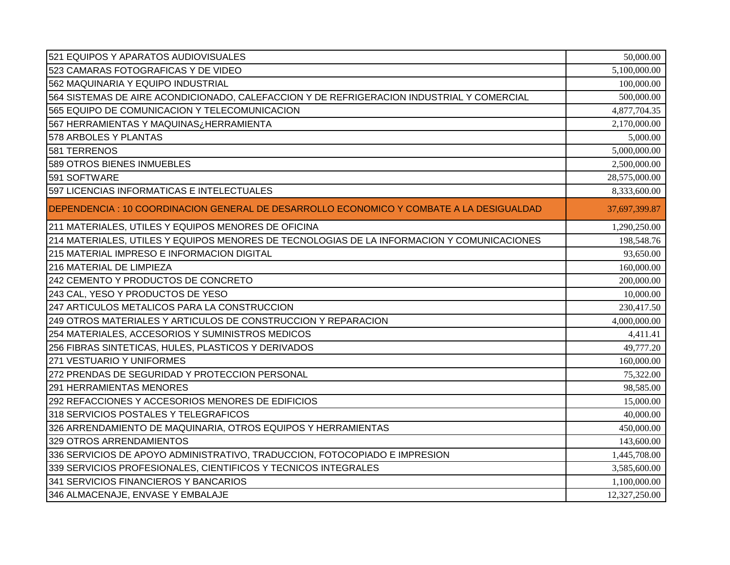| | |
|---|---|
| 521 EQUIPOS Y APARATOS AUDIOVISUALES | 50,000.00 |
| 523 CAMARAS FOTOGRAFICAS Y DE VIDEO | 5,100,000.00 |
| 562 MAQUINARIA Y EQUIPO INDUSTRIAL | 100,000.00 |
| 564 SISTEMAS DE AIRE ACONDICIONADO, CALEFACCION Y DE REFRIGERACION INDUSTRIAL Y COMERCIAL | 500,000.00 |
| 565 EQUIPO DE COMUNICACION Y TELECOMUNICACION | 4,877,704.35 |
| 567 HERRAMIENTAS Y MAQUINAS¿HERRAMIENTA | 2,170,000.00 |
| 578 ARBOLES Y PLANTAS | 5,000.00 |
| 581 TERRENOS | 5,000,000.00 |
| 589 OTROS BIENES INMUEBLES | 2,500,000.00 |
| 591 SOFTWARE | 28,575,000.00 |
| 597 LICENCIAS INFORMATICAS E INTELECTUALES | 8,333,600.00 |
| DEPENDENCIA : 10 COORDINACION GENERAL DE DESARROLLO ECONOMICO Y COMBATE A LA DESIGUALDAD | 37,697,399.87 |
| 211 MATERIALES, UTILES Y EQUIPOS MENORES DE OFICINA | 1,290,250.00 |
| 214 MATERIALES, UTILES Y EQUIPOS MENORES DE TECNOLOGIAS DE LA INFORMACION Y COMUNICACIONES | 198,548.76 |
| 215 MATERIAL IMPRESO E INFORMACION DIGITAL | 93,650.00 |
| 216 MATERIAL DE LIMPIEZA | 160,000.00 |
| 242 CEMENTO Y PRODUCTOS DE CONCRETO | 200,000.00 |
| 243 CAL, YESO Y PRODUCTOS DE YESO | 10,000.00 |
| 247 ARTICULOS METALICOS PARA LA CONSTRUCCION | 230,417.50 |
| 249 OTROS MATERIALES Y ARTICULOS DE CONSTRUCCION Y REPARACION | 4,000,000.00 |
| 254 MATERIALES, ACCESORIOS Y SUMINISTROS MEDICOS | 4,411.41 |
| 256 FIBRAS SINTETICAS, HULES, PLASTICOS Y DERIVADOS | 49,777.20 |
| 271 VESTUARIO Y UNIFORMES | 160,000.00 |
| 272 PRENDAS DE SEGURIDAD Y PROTECCION PERSONAL | 75,322.00 |
| 291 HERRAMIENTAS MENORES | 98,585.00 |
| 292 REFACCIONES Y ACCESORIOS MENORES DE EDIFICIOS | 15,000.00 |
| 318 SERVICIOS POSTALES Y TELEGRAFICOS | 40,000.00 |
| 326 ARRENDAMIENTO DE MAQUINARIA, OTROS EQUIPOS Y HERRAMIENTAS | 450,000.00 |
| 329 OTROS ARRENDAMIENTOS | 143,600.00 |
| 336 SERVICIOS DE APOYO ADMINISTRATIVO, TRADUCCION, FOTOCOPIADO E IMPRESION | 1,445,708.00 |
| 339 SERVICIOS PROFESIONALES, CIENTIFICOS Y TECNICOS INTEGRALES | 3,585,600.00 |
| 341 SERVICIOS FINANCIEROS Y BANCARIOS | 1,100,000.00 |
| 346 ALMACENAJE, ENVASE Y EMBALAJE | 12,327,250.00 |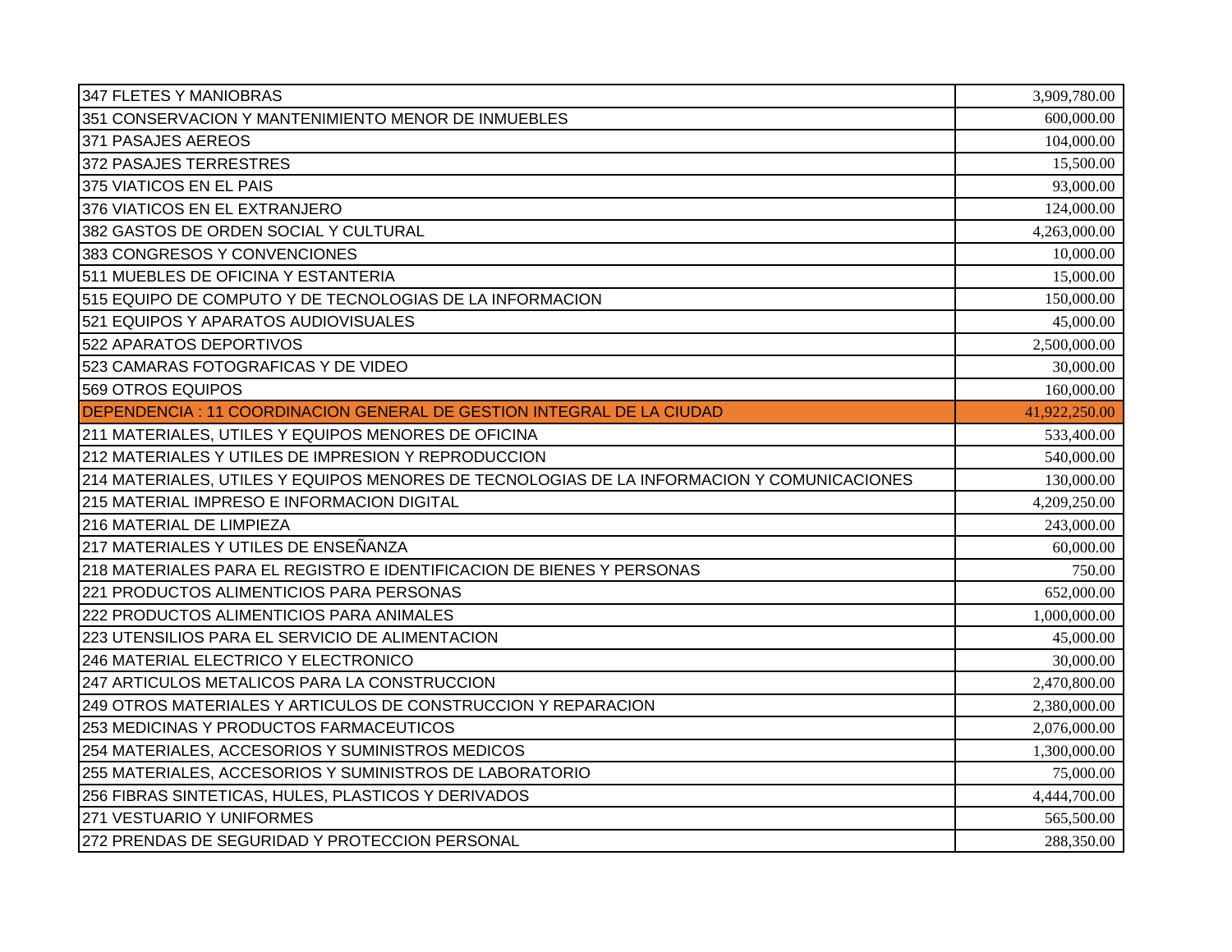| | |
|---|---|
| 347 FLETES Y MANIOBRAS | 3,909,780.00 |
| 351 CONSERVACION Y MANTENIMIENTO MENOR DE INMUEBLES | 600,000.00 |
| 371 PASAJES AEREOS | 104,000.00 |
| 372 PASAJES TERRESTRES | 15,500.00 |
| 375 VIATICOS EN EL PAIS | 93,000.00 |
| 376 VIATICOS EN EL EXTRANJERO | 124,000.00 |
| 382 GASTOS DE ORDEN SOCIAL Y CULTURAL | 4,263,000.00 |
| 383 CONGRESOS Y CONVENCIONES | 10,000.00 |
| 511 MUEBLES DE OFICINA Y ESTANTERIA | 15,000.00 |
| 515 EQUIPO DE COMPUTO Y DE TECNOLOGIAS DE LA INFORMACION | 150,000.00 |
| 521 EQUIPOS Y APARATOS AUDIOVISUALES | 45,000.00 |
| 522 APARATOS DEPORTIVOS | 2,500,000.00 |
| 523 CAMARAS FOTOGRAFICAS Y DE VIDEO | 30,000.00 |
| 569 OTROS EQUIPOS | 160,000.00 |
| DEPENDENCIA : 11 COORDINACION GENERAL DE GESTION INTEGRAL DE LA CIUDAD | 41,922,250.00 |
| 211 MATERIALES, UTILES Y EQUIPOS MENORES DE OFICINA | 533,400.00 |
| 212 MATERIALES Y UTILES DE IMPRESION Y REPRODUCCION | 540,000.00 |
| 214 MATERIALES, UTILES Y EQUIPOS MENORES DE TECNOLOGIAS DE LA INFORMACION Y COMUNICACIONES | 130,000.00 |
| 215 MATERIAL IMPRESO E INFORMACION DIGITAL | 4,209,250.00 |
| 216 MATERIAL DE LIMPIEZA | 243,000.00 |
| 217 MATERIALES Y UTILES DE ENSEÑANZA | 60,000.00 |
| 218 MATERIALES PARA EL REGISTRO E IDENTIFICACION DE BIENES Y PERSONAS | 750.00 |
| 221 PRODUCTOS ALIMENTICIOS PARA PERSONAS | 652,000.00 |
| 222 PRODUCTOS ALIMENTICIOS PARA ANIMALES | 1,000,000.00 |
| 223 UTENSILIOS PARA EL SERVICIO DE ALIMENTACION | 45,000.00 |
| 246 MATERIAL ELECTRICO Y ELECTRONICO | 30,000.00 |
| 247 ARTICULOS METALICOS PARA LA CONSTRUCCION | 2,470,800.00 |
| 249 OTROS MATERIALES Y ARTICULOS DE CONSTRUCCION Y REPARACION | 2,380,000.00 |
| 253 MEDICINAS Y PRODUCTOS FARMACEUTICOS | 2,076,000.00 |
| 254 MATERIALES, ACCESORIOS Y SUMINISTROS MEDICOS | 1,300,000.00 |
| 255 MATERIALES, ACCESORIOS Y SUMINISTROS DE LABORATORIO | 75,000.00 |
| 256 FIBRAS SINTETICAS, HULES, PLASTICOS Y DERIVADOS | 4,444,700.00 |
| 271 VESTUARIO Y UNIFORMES | 565,500.00 |
| 272 PRENDAS DE SEGURIDAD Y PROTECCION PERSONAL | 288,350.00 |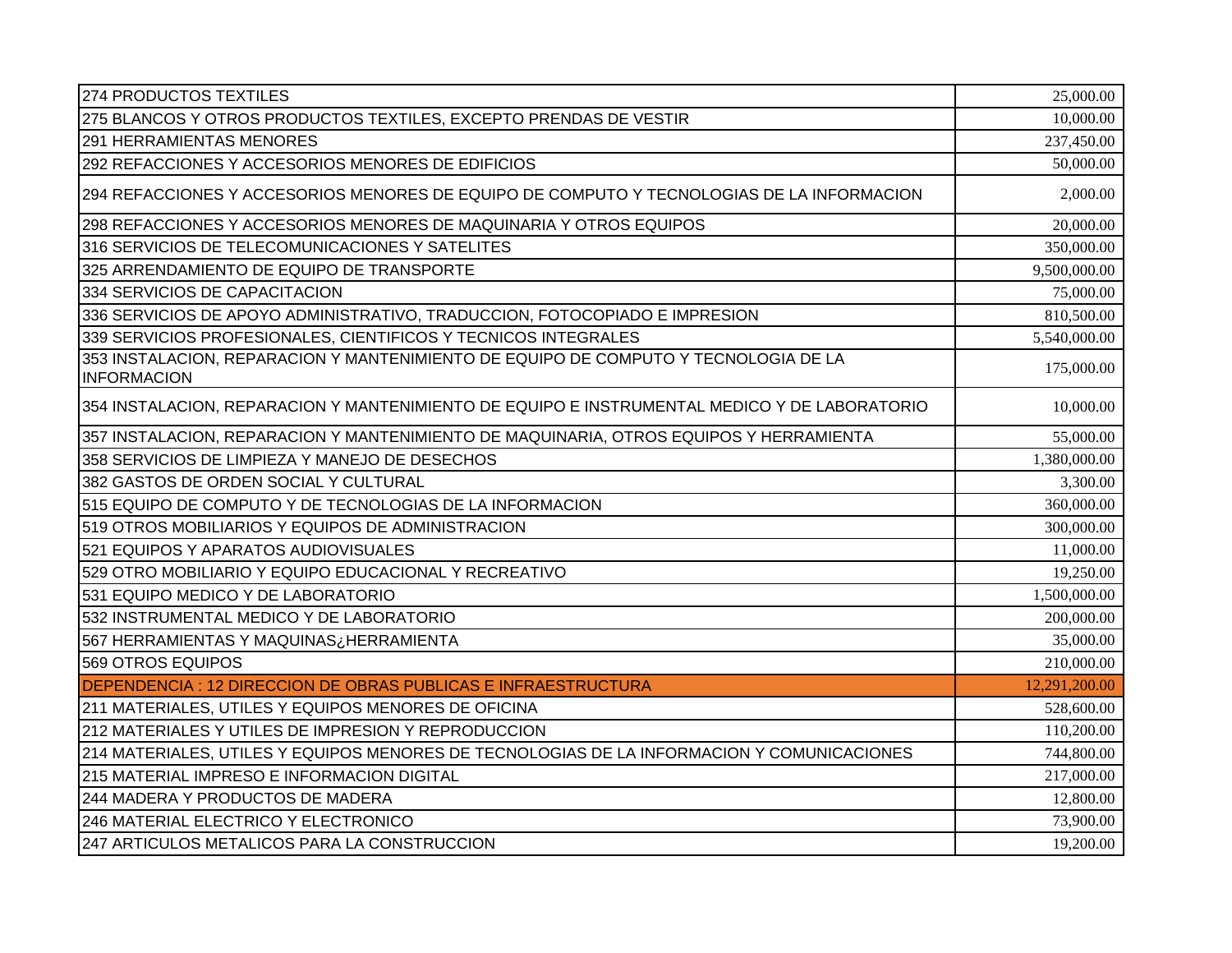| | |
|---|---|
| 274 PRODUCTOS TEXTILES | 25,000.00 |
| 275 BLANCOS Y OTROS PRODUCTOS TEXTILES, EXCEPTO PRENDAS DE VESTIR | 10,000.00 |
| 291 HERRAMIENTAS MENORES | 237,450.00 |
| 292 REFACCIONES Y ACCESORIOS MENORES DE EDIFICIOS | 50,000.00 |
| 294 REFACCIONES Y ACCESORIOS MENORES DE EQUIPO DE COMPUTO Y TECNOLOGIAS DE LA INFORMACION | 2,000.00 |
| 298 REFACCIONES Y ACCESORIOS MENORES DE MAQUINARIA Y OTROS EQUIPOS | 20,000.00 |
| 316 SERVICIOS DE TELECOMUNICACIONES Y SATELITES | 350,000.00 |
| 325 ARRENDAMIENTO DE EQUIPO DE TRANSPORTE | 9,500,000.00 |
| 334 SERVICIOS DE CAPACITACION | 75,000.00 |
| 336 SERVICIOS DE APOYO ADMINISTRATIVO, TRADUCCION, FOTOCOPIADO E IMPRESION | 810,500.00 |
| 339 SERVICIOS PROFESIONALES, CIENTIFICOS Y TECNICOS INTEGRALES | 5,540,000.00 |
| 353 INSTALACION, REPARACION Y MANTENIMIENTO DE EQUIPO DE COMPUTO Y TECNOLOGIA DE LA INFORMACION | 175,000.00 |
| 354 INSTALACION, REPARACION Y MANTENIMIENTO DE EQUIPO E INSTRUMENTAL MEDICO Y DE LABORATORIO | 10,000.00 |
| 357 INSTALACION, REPARACION Y MANTENIMIENTO DE MAQUINARIA, OTROS EQUIPOS Y HERRAMIENTA | 55,000.00 |
| 358 SERVICIOS DE LIMPIEZA Y MANEJO DE DESECHOS | 1,380,000.00 |
| 382 GASTOS DE ORDEN SOCIAL Y CULTURAL | 3,300.00 |
| 515 EQUIPO DE COMPUTO Y DE TECNOLOGIAS DE LA INFORMACION | 360,000.00 |
| 519 OTROS MOBILIARIOS Y EQUIPOS DE ADMINISTRACION | 300,000.00 |
| 521 EQUIPOS Y APARATOS AUDIOVISUALES | 11,000.00 |
| 529 OTRO MOBILIARIO Y EQUIPO EDUCACIONAL Y RECREATIVO | 19,250.00 |
| 531 EQUIPO MEDICO Y DE LABORATORIO | 1,500,000.00 |
| 532 INSTRUMENTAL MEDICO Y DE LABORATORIO | 200,000.00 |
| 567 HERRAMIENTAS Y MAQUINAS¿HERRAMIENTA | 35,000.00 |
| 569 OTROS EQUIPOS | 210,000.00 |
| DEPENDENCIA : 12 DIRECCION DE OBRAS PUBLICAS E INFRAESTRUCTURA | 12,291,200.00 |
| 211 MATERIALES, UTILES Y EQUIPOS MENORES DE OFICINA | 528,600.00 |
| 212 MATERIALES Y UTILES DE IMPRESION Y REPRODUCCION | 110,200.00 |
| 214 MATERIALES, UTILES Y EQUIPOS MENORES DE TECNOLOGIAS DE LA INFORMACION Y COMUNICACIONES | 744,800.00 |
| 215 MATERIAL IMPRESO E INFORMACION DIGITAL | 217,000.00 |
| 244 MADERA Y PRODUCTOS DE MADERA | 12,800.00 |
| 246 MATERIAL ELECTRICO Y ELECTRONICO | 73,900.00 |
| 247 ARTICULOS METALICOS PARA LA CONSTRUCCION | 19,200.00 |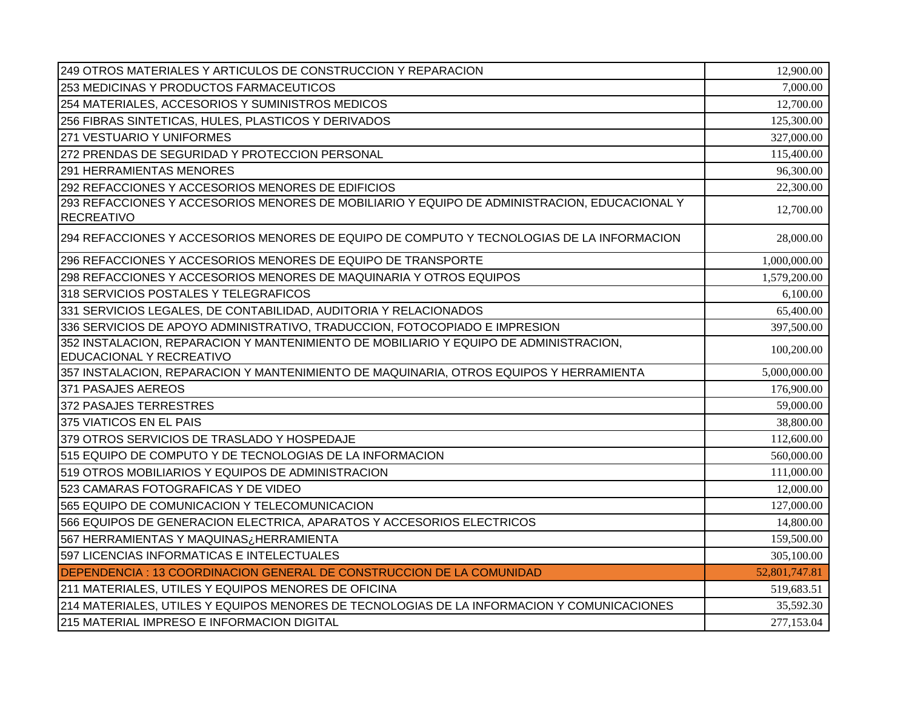| | |
|---|---|
| 249 OTROS MATERIALES Y ARTICULOS DE CONSTRUCCION Y REPARACION | 12,900.00 |
| 253 MEDICINAS Y PRODUCTOS FARMACEUTICOS | 7,000.00 |
| 254 MATERIALES, ACCESORIOS Y SUMINISTROS MEDICOS | 12,700.00 |
| 256 FIBRAS SINTETICAS, HULES, PLASTICOS Y DERIVADOS | 125,300.00 |
| 271 VESTUARIO Y UNIFORMES | 327,000.00 |
| 272 PRENDAS DE SEGURIDAD Y PROTECCION PERSONAL | 115,400.00 |
| 291 HERRAMIENTAS MENORES | 96,300.00 |
| 292 REFACCIONES Y ACCESORIOS MENORES DE EDIFICIOS | 22,300.00 |
| 293 REFACCIONES Y ACCESORIOS MENORES DE MOBILIARIO Y EQUIPO DE ADMINISTRACION, EDUCACIONAL Y RECREATIVO | 12,700.00 |
| 294 REFACCIONES Y ACCESORIOS MENORES DE EQUIPO DE COMPUTO Y TECNOLOGIAS DE LA INFORMACION | 28,000.00 |
| 296 REFACCIONES Y ACCESORIOS MENORES DE EQUIPO DE TRANSPORTE | 1,000,000.00 |
| 298 REFACCIONES Y ACCESORIOS MENORES DE MAQUINARIA Y OTROS EQUIPOS | 1,579,200.00 |
| 318 SERVICIOS POSTALES Y TELEGRAFICOS | 6,100.00 |
| 331 SERVICIOS LEGALES, DE CONTABILIDAD, AUDITORIA Y RELACIONADOS | 65,400.00 |
| 336 SERVICIOS DE APOYO ADMINISTRATIVO, TRADUCCION, FOTOCOPIADO E IMPRESION | 397,500.00 |
| 352 INSTALACION, REPARACION Y MANTENIMIENTO DE MOBILIARIO Y EQUIPO DE ADMINISTRACION, EDUCACIONAL Y RECREATIVO | 100,200.00 |
| 357 INSTALACION, REPARACION Y MANTENIMIENTO DE MAQUINARIA, OTROS EQUIPOS Y HERRAMIENTA | 5,000,000.00 |
| 371 PASAJES AEREOS | 176,900.00 |
| 372 PASAJES TERRESTRES | 59,000.00 |
| 375 VIATICOS EN EL PAIS | 38,800.00 |
| 379 OTROS SERVICIOS DE TRASLADO Y HOSPEDAJE | 112,600.00 |
| 515 EQUIPO DE COMPUTO Y DE TECNOLOGIAS DE LA INFORMACION | 560,000.00 |
| 519 OTROS MOBILIARIOS Y EQUIPOS DE ADMINISTRACION | 111,000.00 |
| 523 CAMARAS FOTOGRAFICAS Y DE VIDEO | 12,000.00 |
| 565 EQUIPO DE COMUNICACION Y TELECOMUNICACION | 127,000.00 |
| 566 EQUIPOS DE GENERACION ELECTRICA, APARATOS Y ACCESORIOS ELECTRICOS | 14,800.00 |
| 567 HERRAMIENTAS Y MAQUINAS¿HERRAMIENTA | 159,500.00 |
| 597 LICENCIAS INFORMATICAS E INTELECTUALES | 305,100.00 |
| DEPENDENCIA : 13 COORDINACION GENERAL DE CONSTRUCCION DE LA COMUNIDAD | 52,801,747.81 |
| 211 MATERIALES, UTILES Y EQUIPOS MENORES DE OFICINA | 519,683.51 |
| 214 MATERIALES, UTILES Y EQUIPOS MENORES DE TECNOLOGIAS DE LA INFORMACION Y COMUNICACIONES | 35,592.30 |
| 215 MATERIAL IMPRESO E INFORMACION DIGITAL | 277,153.04 |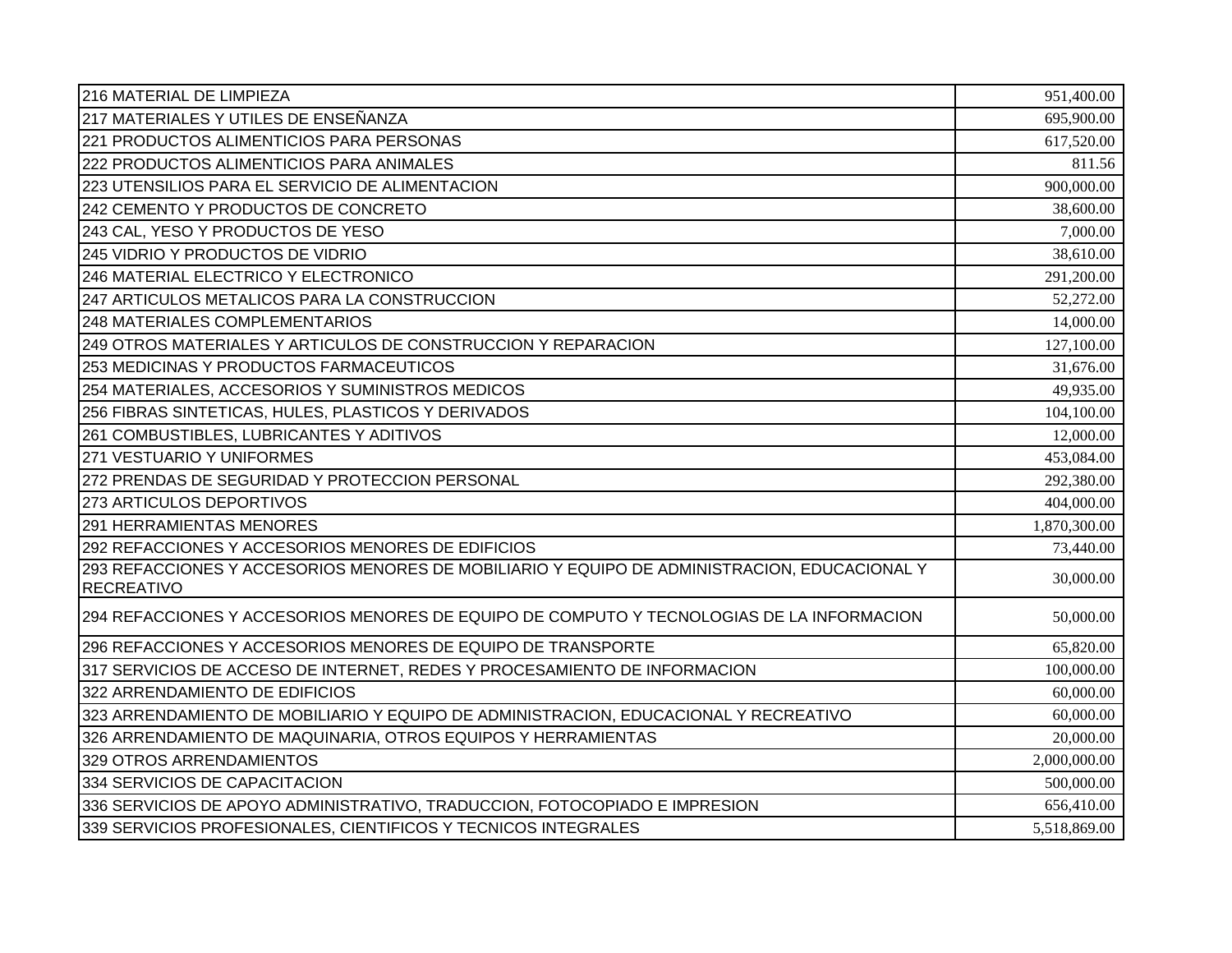| | |
|---|---|
| 216 MATERIAL DE LIMPIEZA | 951,400.00 |
| 217 MATERIALES Y UTILES DE ENSEÑANZA | 695,900.00 |
| 221 PRODUCTOS ALIMENTICIOS PARA PERSONAS | 617,520.00 |
| 222 PRODUCTOS ALIMENTICIOS PARA ANIMALES | 811.56 |
| 223 UTENSILIOS PARA EL SERVICIO DE ALIMENTACION | 900,000.00 |
| 242 CEMENTO Y PRODUCTOS DE CONCRETO | 38,600.00 |
| 243 CAL, YESO Y PRODUCTOS DE YESO | 7,000.00 |
| 245 VIDRIO Y PRODUCTOS DE VIDRIO | 38,610.00 |
| 246 MATERIAL ELECTRICO Y ELECTRONICO | 291,200.00 |
| 247 ARTICULOS METALICOS PARA LA CONSTRUCCION | 52,272.00 |
| 248 MATERIALES COMPLEMENTARIOS | 14,000.00 |
| 249 OTROS MATERIALES Y ARTICULOS DE CONSTRUCCION Y REPARACION | 127,100.00 |
| 253 MEDICINAS Y PRODUCTOS FARMACEUTICOS | 31,676.00 |
| 254 MATERIALES, ACCESORIOS Y SUMINISTROS MEDICOS | 49,935.00 |
| 256 FIBRAS SINTETICAS, HULES, PLASTICOS Y DERIVADOS | 104,100.00 |
| 261 COMBUSTIBLES, LUBRICANTES Y ADITIVOS | 12,000.00 |
| 271 VESTUARIO Y UNIFORMES | 453,084.00 |
| 272 PRENDAS DE SEGURIDAD Y PROTECCION PERSONAL | 292,380.00 |
| 273 ARTICULOS DEPORTIVOS | 404,000.00 |
| 291 HERRAMIENTAS MENORES | 1,870,300.00 |
| 292 REFACCIONES Y ACCESORIOS MENORES DE EDIFICIOS | 73,440.00 |
| 293 REFACCIONES Y ACCESORIOS MENORES DE MOBILIARIO Y EQUIPO DE ADMINISTRACION, EDUCACIONAL Y RECREATIVO | 30,000.00 |
| 294 REFACCIONES Y ACCESORIOS MENORES DE EQUIPO DE COMPUTO Y TECNOLOGIAS DE LA INFORMACION | 50,000.00 |
| 296 REFACCIONES Y ACCESORIOS MENORES DE EQUIPO DE TRANSPORTE | 65,820.00 |
| 317 SERVICIOS DE ACCESO DE INTERNET, REDES Y PROCESAMIENTO DE INFORMACION | 100,000.00 |
| 322 ARRENDAMIENTO DE EDIFICIOS | 60,000.00 |
| 323 ARRENDAMIENTO DE MOBILIARIO Y EQUIPO DE ADMINISTRACION, EDUCACIONAL Y RECREATIVO | 60,000.00 |
| 326 ARRENDAMIENTO DE MAQUINARIA, OTROS EQUIPOS Y HERRAMIENTAS | 20,000.00 |
| 329 OTROS ARRENDAMIENTOS | 2,000,000.00 |
| 334 SERVICIOS DE CAPACITACION | 500,000.00 |
| 336 SERVICIOS DE APOYO ADMINISTRATIVO, TRADUCCION, FOTOCOPIADO E IMPRESION | 656,410.00 |
| 339 SERVICIOS PROFESIONALES, CIENTIFICOS Y TECNICOS INTEGRALES | 5,518,869.00 |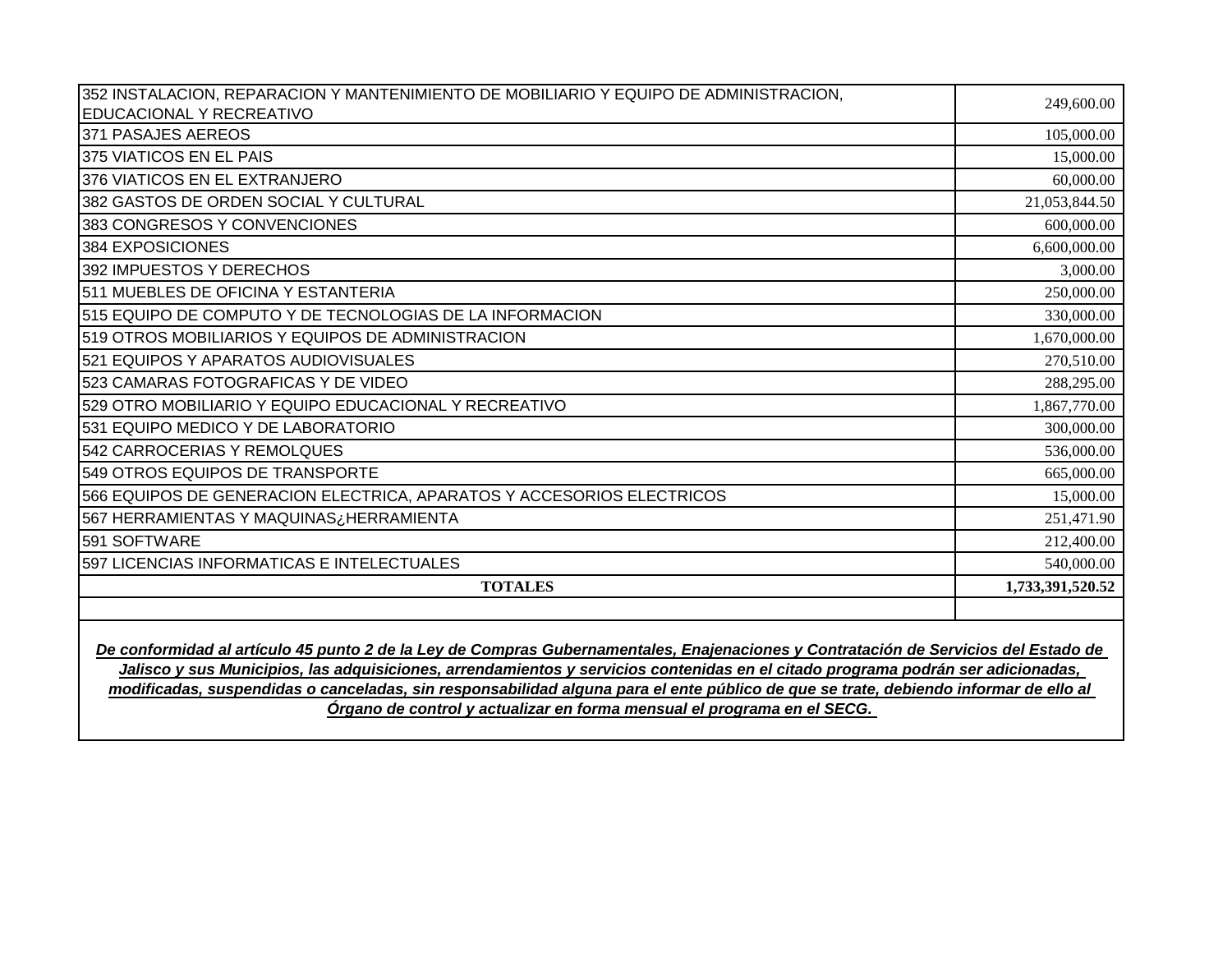| | |
|---|---|
| 352 INSTALACION, REPARACION Y MANTENIMIENTO DE MOBILIARIO Y EQUIPO DE ADMINISTRACION, EDUCACIONAL Y RECREATIVO | 249,600.00 |
| 371 PASAJES AEREOS | 105,000.00 |
| 375 VIATICOS EN EL PAIS | 15,000.00 |
| 376 VIATICOS EN EL EXTRANJERO | 60,000.00 |
| 382 GASTOS DE ORDEN SOCIAL Y CULTURAL | 21,053,844.50 |
| 383 CONGRESOS Y CONVENCIONES | 600,000.00 |
| 384 EXPOSICIONES | 6,600,000.00 |
| 392 IMPUESTOS Y DERECHOS | 3,000.00 |
| 511 MUEBLES DE OFICINA Y ESTANTERIA | 250,000.00 |
| 515 EQUIPO DE COMPUTO Y DE TECNOLOGIAS DE LA INFORMACION | 330,000.00 |
| 519 OTROS MOBILIARIOS Y EQUIPOS DE ADMINISTRACION | 1,670,000.00 |
| 521 EQUIPOS Y APARATOS AUDIOVISUALES | 270,510.00 |
| 523 CAMARAS FOTOGRAFICAS Y DE VIDEO | 288,295.00 |
| 529 OTRO MOBILIARIO Y EQUIPO EDUCACIONAL Y RECREATIVO | 1,867,770.00 |
| 531 EQUIPO MEDICO Y DE LABORATORIO | 300,000.00 |
| 542 CARROCERIAS Y REMOLQUES | 536,000.00 |
| 549 OTROS EQUIPOS DE TRANSPORTE | 665,000.00 |
| 566 EQUIPOS DE GENERACION ELECTRICA, APARATOS Y ACCESORIOS ELECTRICOS | 15,000.00 |
| 567 HERRAMIENTAS Y MAQUINAS¿HERRAMIENTA | 251,471.90 |
| 591 SOFTWARE | 212,400.00 |
| 597 LICENCIAS INFORMATICAS E INTELECTUALES | 540,000.00 |
| **TOTALES** | **1,733,391,520.52** |
| | |

***De conformidad al artículo 45 punto 2 de la Ley de Compras Gubernamentales, Enajenaciones y Contratación de Servicios del Estado de Jalisco y sus Municipios, las adquisiciones, arrendamientos y servicios contenidas en el citado programa podrán ser adicionadas, modificadas, suspendidas o canceladas, sin responsabilidad alguna para el ente público de que se trate, debiendo informar de ello al Órgano de control y actualizar en forma mensual el programa en el SECG.***